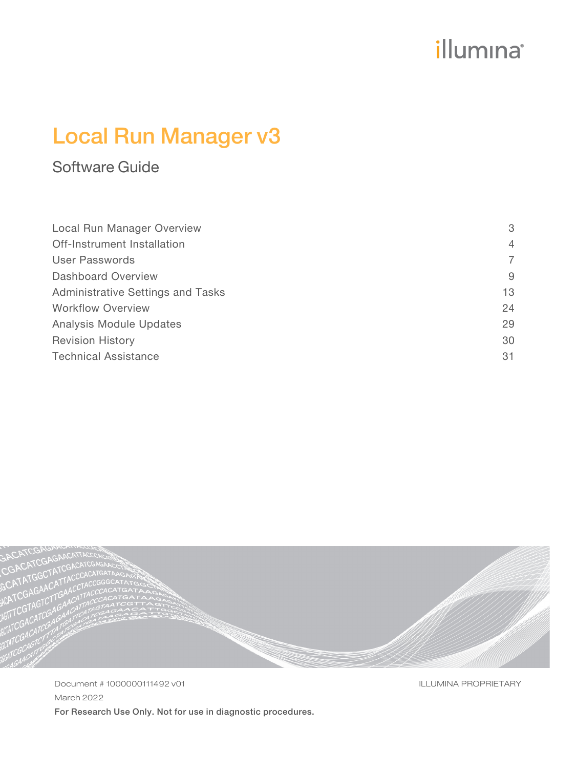illumina®

# Local Run Manager v3

## Software Guide

| | |
|---|---|
| Local Run Manager Overview | 3 |
| Off-Instrument Installation | 4 |
| User Passwords | 7 |
| Dashboard Overview | 9 |
| Administrative Settings and Tasks | 13 |
| Workflow Overview | 24 |
| Analysis Module Updates | 29 |
| Revision History | 30 |
| Technical Assistance | 31 |

Document # 1000000111492 v01

March 2022

ILLUMINA PROPRIETARY

**For Research Use Only. Not for use in diagnostic procedures.**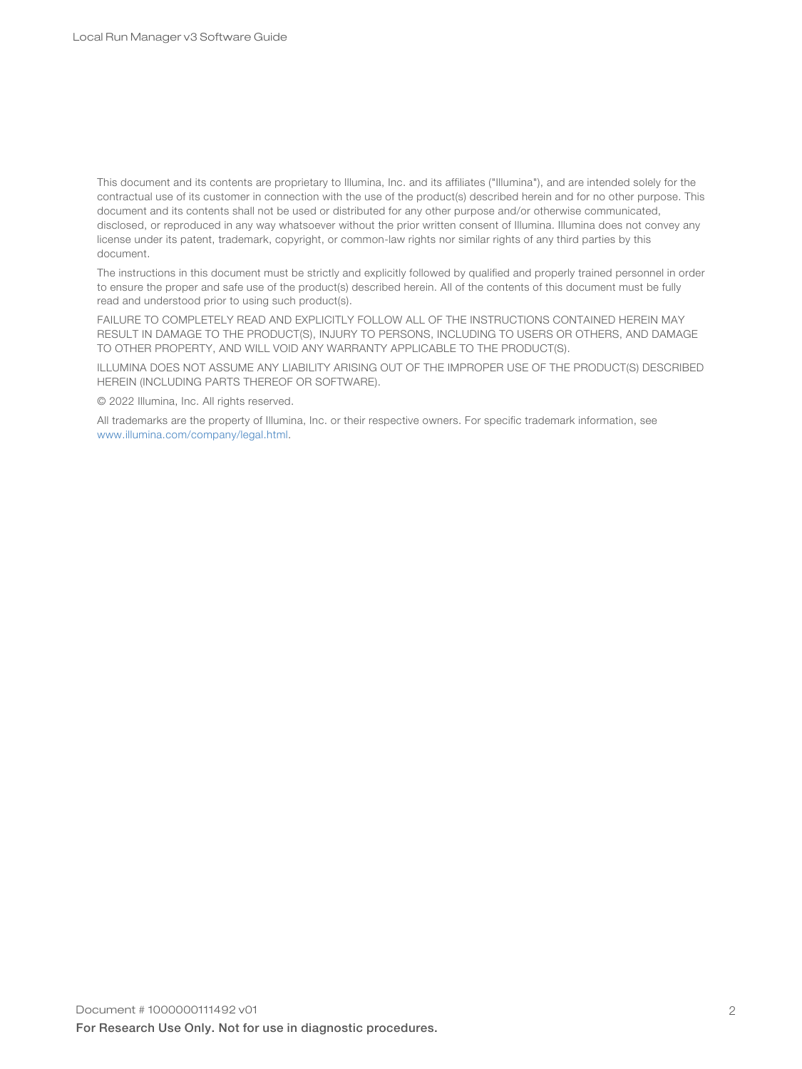This document and its contents are proprietary to Illumina, Inc. and its affiliates ("Illumina"), and are intended solely for the contractual use of its customer in connection with the use of the product(s) described herein and for no other purpose. This document and its contents shall not be used or distributed for any other purpose and/or otherwise communicated, disclosed, or reproduced in any way whatsoever without the prior written consent of Illumina. Illumina does not convey any license under its patent, trademark, copyright, or common-law rights nor similar rights of any third parties by this document.

The instructions in this document must be strictly and explicitly followed by qualified and properly trained personnel in order to ensure the proper and safe use of the product(s) described herein. All of the contents of this document must be fully read and understood prior to using such product(s).

FAILURE TO COMPLETELY READ AND EXPLICITLY FOLLOW ALL OF THE INSTRUCTIONS CONTAINED HEREIN MAY RESULT IN DAMAGE TO THE PRODUCT(S), INJURY TO PERSONS, INCLUDING TO USERS OR OTHERS, AND DAMAGE TO OTHER PROPERTY, AND WILL VOID ANY WARRANTY APPLICABLE TO THE PRODUCT(S).

ILLUMINA DOES NOT ASSUME ANY LIABILITY ARISING OUT OF THE IMPROPER USE OF THE PRODUCT(S) DESCRIBED HEREIN (INCLUDING PARTS THEREOF OR SOFTWARE).

© 2022 Illumina, Inc. All rights reserved.

All trademarks are the property of Illumina, Inc. or their respective owners. For specific trademark information, see www.illumina.com/company/legal.html.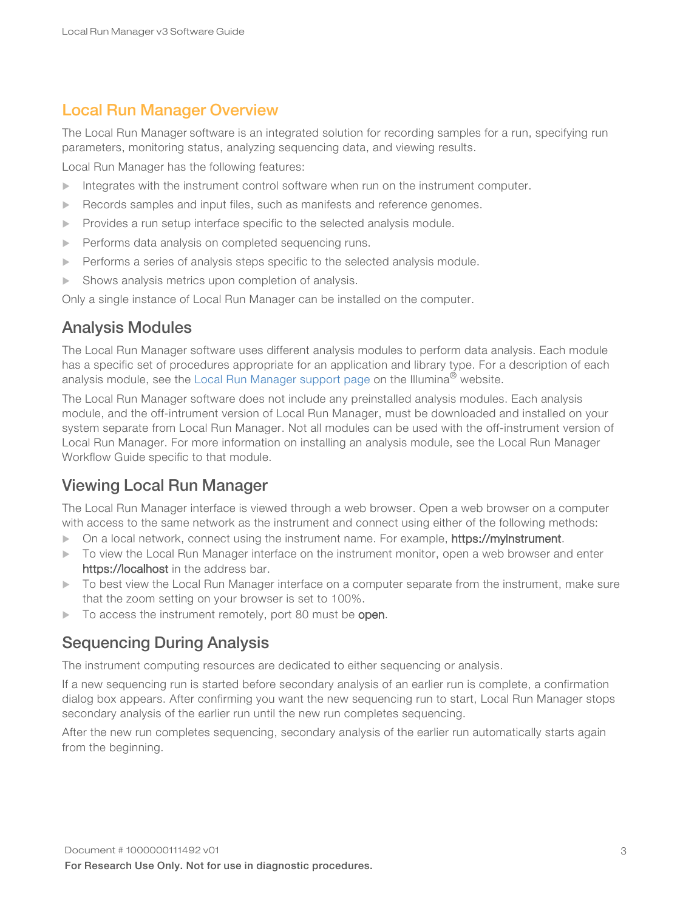# Local Run Manager Overview

The Local Run Manager software is an integrated solution for recording samples for a run, specifying run parameters, monitoring status, analyzing sequencing data, and viewing results.

Local Run Manager has the following features:

- Integrates with the instrument control software when run on the instrument computer.
- Records samples and input files, such as manifests and reference genomes.
- Provides a run setup interface specific to the selected analysis module.
- Performs data analysis on completed sequencing runs.
- Performs a series of analysis steps specific to the selected analysis module.
- Shows analysis metrics upon completion of analysis.

Only a single instance of Local Run Manager can be installed on the computer.

## Analysis Modules

The Local Run Manager software uses different analysis modules to perform data analysis. Each module has a specific set of procedures appropriate for an application and library type. For a description of each analysis module, see the Local Run Manager support page on the Illumina® website.

The Local Run Manager software does not include any preinstalled analysis modules. Each analysis module, and the off-intrument version of Local Run Manager, must be downloaded and installed on your system separate from Local Run Manager. Not all modules can be used with the off-instrument version of Local Run Manager. For more information on installing an analysis module, see the Local Run Manager Workflow Guide specific to that module.

## Viewing Local Run Manager

The Local Run Manager interface is viewed through a web browser. Open a web browser on a computer with access to the same network as the instrument and connect using either of the following methods:

- On a local network, connect using the instrument name. For example, **https://myinstrument**.
- To view the Local Run Manager interface on the instrument monitor, open a web browser and enter **https://localhost** in the address bar.
- To best view the Local Run Manager interface on a computer separate from the instrument, make sure that the zoom setting on your browser is set to 100%.
- To access the instrument remotely, port 80 must be **open**.

## Sequencing During Analysis

The instrument computing resources are dedicated to either sequencing or analysis.

If a new sequencing run is started before secondary analysis of an earlier run is complete, a confirmation dialog box appears. After confirming you want the new sequencing run to start, Local Run Manager stops secondary analysis of the earlier run until the new run completes sequencing.

After the new run completes sequencing, secondary analysis of the earlier run automatically starts again from the beginning.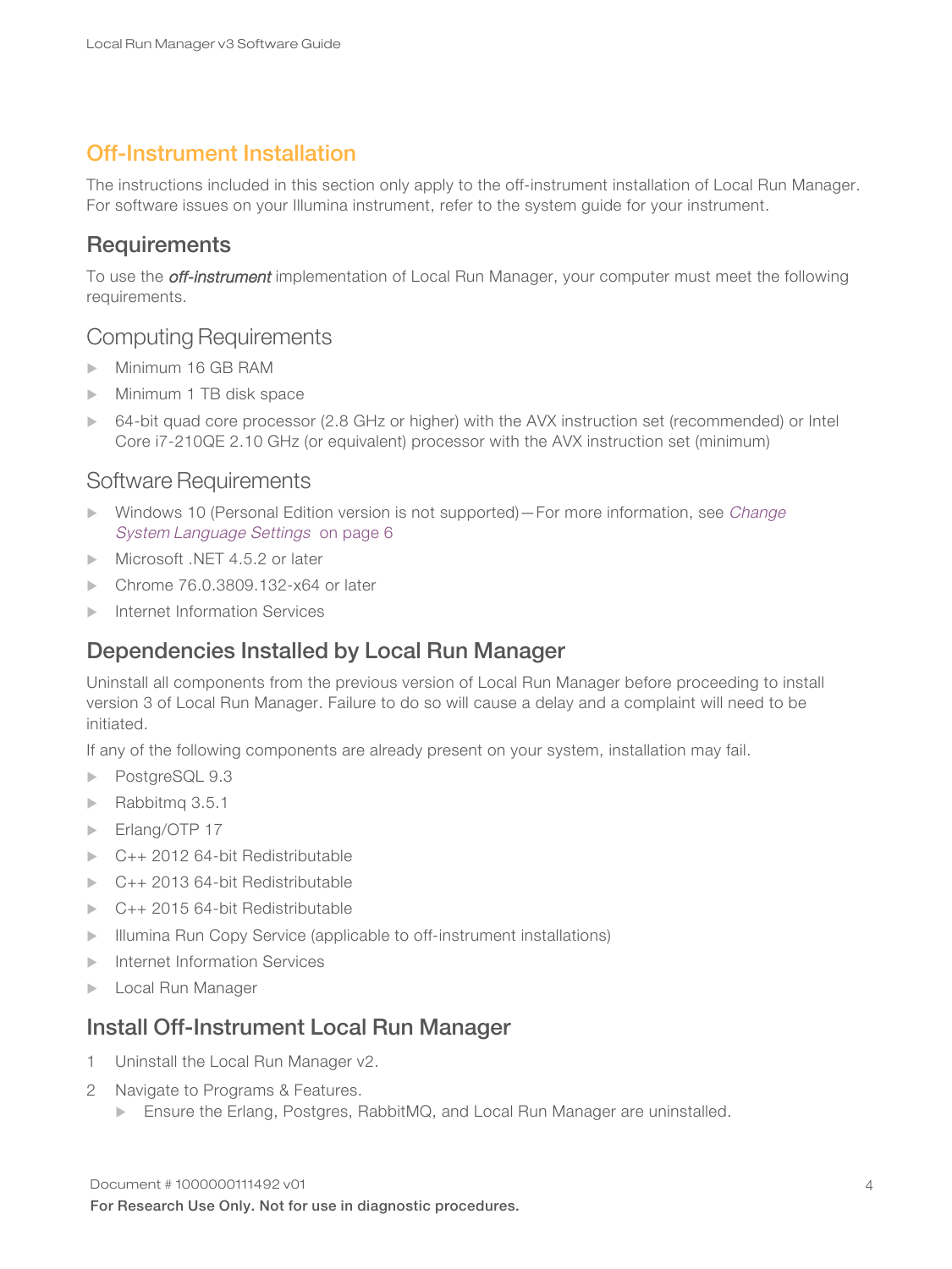# Off-Instrument Installation

The instructions included in this section only apply to the off-instrument installation of Local Run Manager. For software issues on your Illumina instrument, refer to the system guide for your instrument.

## Requirements

To use the *off-instrument* implementation of Local Run Manager, your computer must meet the following requirements.

### Computing Requirements

- Minimum 16 GB RAM
- Minimum 1 TB disk space
- 64-bit quad core processor (2.8 GHz or higher) with the AVX instruction set (recommended) or Intel Core i7-210QE 2.10 GHz (or equivalent) processor with the AVX instruction set (minimum)

### Software Requirements

- Windows 10 (Personal Edition version is not supported)—For more information, see *Change System Language Settings* on page 6
- Microsoft .NET 4.5.2 or later
- Chrome 76.0.3809.132-x64 or later
- Internet Information Services

## Dependencies Installed by Local Run Manager

Uninstall all components from the previous version of Local Run Manager before proceeding to install version 3 of Local Run Manager. Failure to do so will cause a delay and a complaint will need to be initiated.

If any of the following components are already present on your system, installation may fail.

- PostgreSQL 9.3
- Rabbitmq 3.5.1
- Erlang/OTP 17
- C++ 2012 64-bit Redistributable
- C++ 2013 64-bit Redistributable
- C++ 2015 64-bit Redistributable
- Illumina Run Copy Service (applicable to off-instrument installations)
- Internet Information Services
- Local Run Manager

## Install Off-Instrument Local Run Manager

1. Uninstall the Local Run Manager v2.
2. Navigate to Programs & Features.
   - Ensure the Erlang, Postgres, RabbitMQ, and Local Run Manager are uninstalled.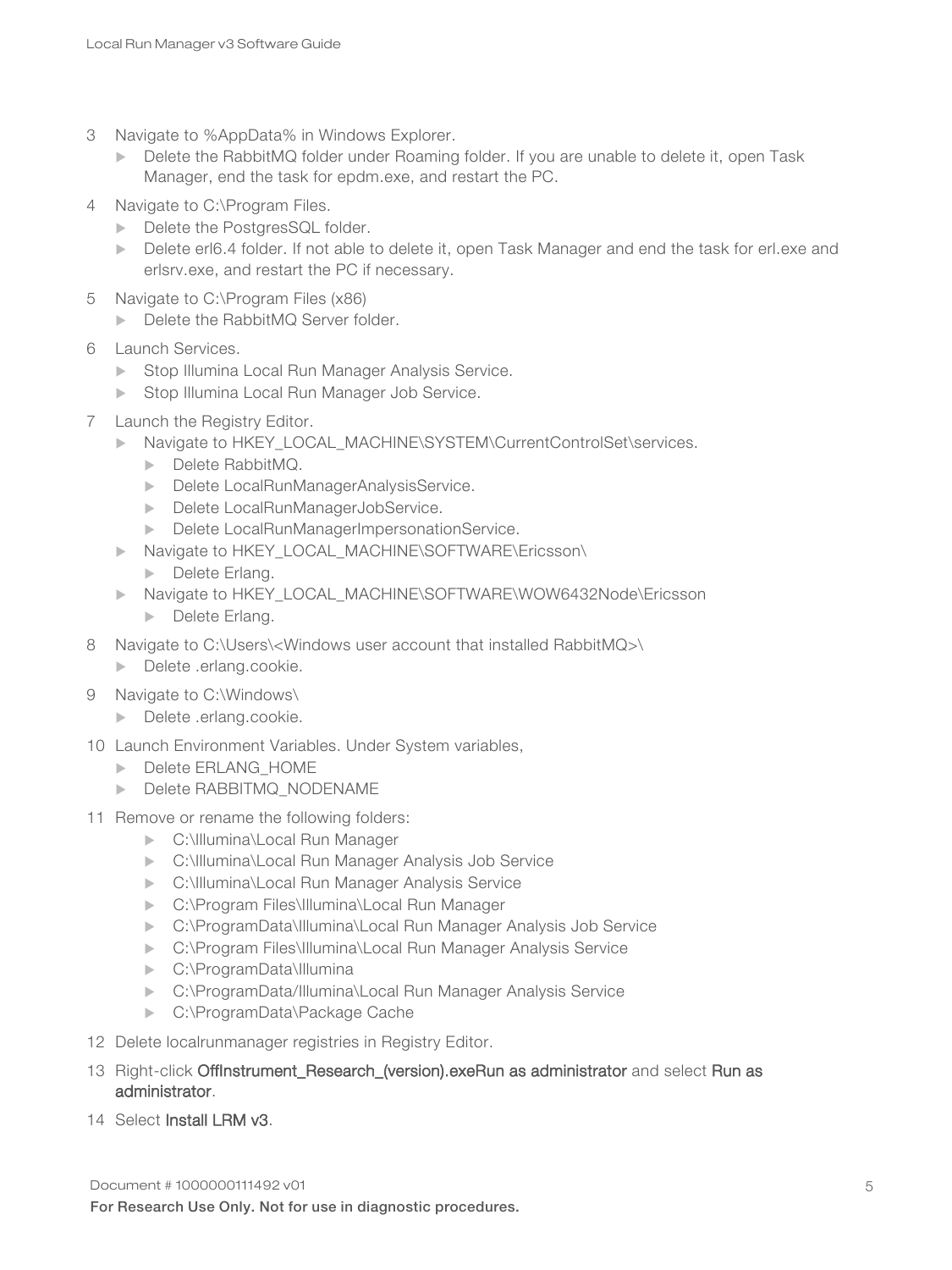3. Navigate to %AppData% in Windows Explorer.
   - Delete the RabbitMQ folder under Roaming folder. If you are unable to delete it, open Task Manager, end the task for epdm.exe, and restart the PC.
4. Navigate to C:\Program Files.
   - Delete the PostgresSQL folder.
   - Delete erl6.4 folder. If not able to delete it, open Task Manager and end the task for erl.exe and erlsrv.exe, and restart the PC if necessary.
5. Navigate to C:\Program Files (x86)
   - Delete the RabbitMQ Server folder.
6. Launch Services.
   - Stop Illumina Local Run Manager Analysis Service.
   - Stop Illumina Local Run Manager Job Service.
7. Launch the Registry Editor.
   - Navigate to HKEY_LOCAL_MACHINE\SYSTEM\CurrentControlSet\services.
     - Delete RabbitMQ.
     - Delete LocalRunManagerAnalysisService.
     - Delete LocalRunManagerJobService.
     - Delete LocalRunManagerImpersonationService.
   - Navigate to HKEY_LOCAL_MACHINE\SOFTWARE\Ericsson\
     - Delete Erlang.
   - Navigate to HKEY_LOCAL_MACHINE\SOFTWARE\WOW6432Node\Ericsson
     - Delete Erlang.
8. Navigate to C:\Users\<Windows user account that installed RabbitMQ>\
   - Delete .erlang.cookie.
9. Navigate to C:\Windows\
   - Delete .erlang.cookie.
10. Launch Environment Variables. Under System variables,
    - Delete ERLANG_HOME
    - Delete RABBITMQ_NODENAME
11. Remove or rename the following folders:
    - C:\Illumina\Local Run Manager
    - C:\Illumina\Local Run Manager Analysis Job Service
    - C:\Illumina\Local Run Manager Analysis Service
    - C:\Program Files\Illumina\Local Run Manager
    - C:\ProgramData\Illumina\Local Run Manager Analysis Job Service
    - C:\Program Files\Illumina\Local Run Manager Analysis Service
    - C:\ProgramData\Illumina
    - C:\ProgramData/Illumina\Local Run Manager Analysis Service
    - C:\ProgramData\Package Cache
12. Delete localrunmanager registries in Registry Editor.
13. Right-click **OffInstrument_Research_(version).exeRun as administrator** and select **Run as administrator**.
14. Select **Install LRM v3**.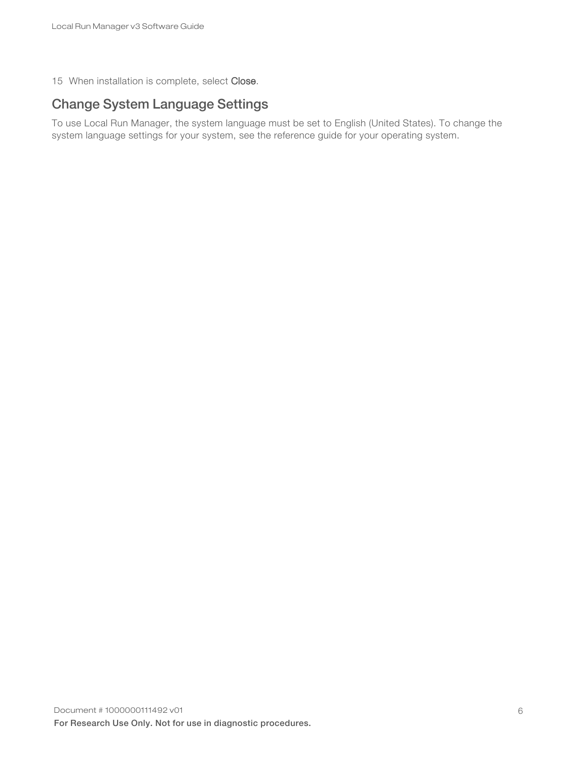15. When installation is complete, select **Close**.

## Change System Language Settings

To use Local Run Manager, the system language must be set to English (United States). To change the system language settings for your system, see the reference guide for your operating system.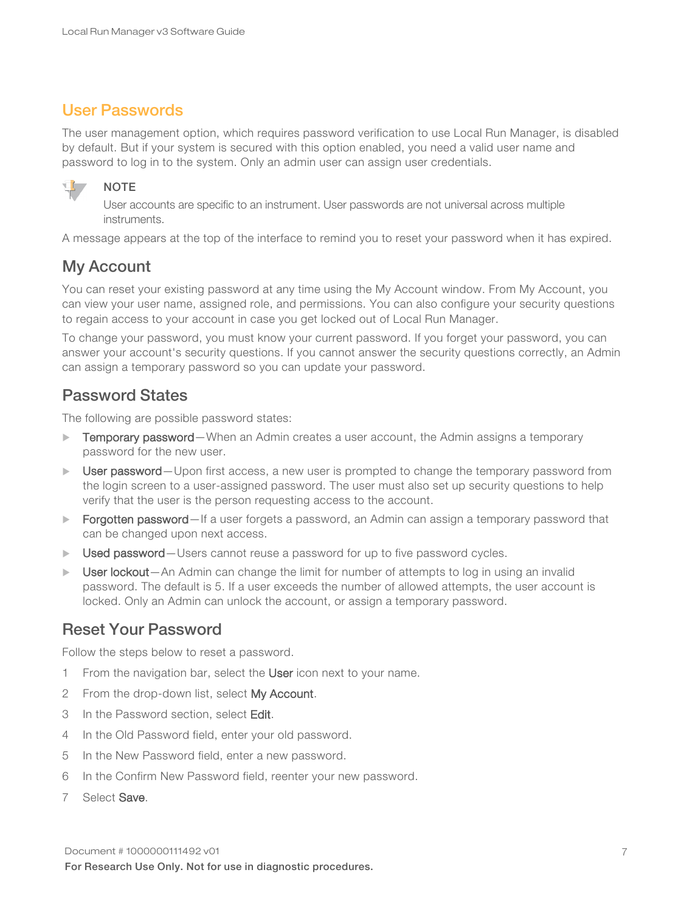## User Passwords

The user management option, which requires password verification to use Local Run Manager, is disabled by default. But if your system is secured with this option enabled, you need a valid user name and password to log in to the system. Only an admin user can assign user credentials.

> **NOTE**
>
> User accounts are specific to an instrument. User passwords are not universal across multiple instruments.

A message appears at the top of the interface to remind you to reset your password when it has expired.

### My Account

You can reset your existing password at any time using the My Account window. From My Account, you can view your user name, assigned role, and permissions. You can also configure your security questions to regain access to your account in case you get locked out of Local Run Manager.

To change your password, you must know your current password. If you forget your password, you can answer your account's security questions. If you cannot answer the security questions correctly, an Admin can assign a temporary password so you can update your password.

### Password States

The following are possible password states:

- Temporary password—When an Admin creates a user account, the Admin assigns a temporary password for the new user.
- User password—Upon first access, a new user is prompted to change the temporary password from the login screen to a user-assigned password. The user must also set up security questions to help verify that the user is the person requesting access to the account.
- Forgotten password—If a user forgets a password, an Admin can assign a temporary password that can be changed upon next access.
- Used password—Users cannot reuse a password for up to five password cycles.
- User lockout—An Admin can change the limit for number of attempts to log in using an invalid password. The default is 5. If a user exceeds the number of allowed attempts, the user account is locked. Only an Admin can unlock the account, or assign a temporary password.

### Reset Your Password

Follow the steps below to reset a password.

1. From the navigation bar, select the User icon next to your name.
2. From the drop-down list, select My Account.
3. In the Password section, select Edit.
4. In the Old Password field, enter your old password.
5. In the New Password field, enter a new password.
6. In the Confirm New Password field, reenter your new password.
7. Select Save.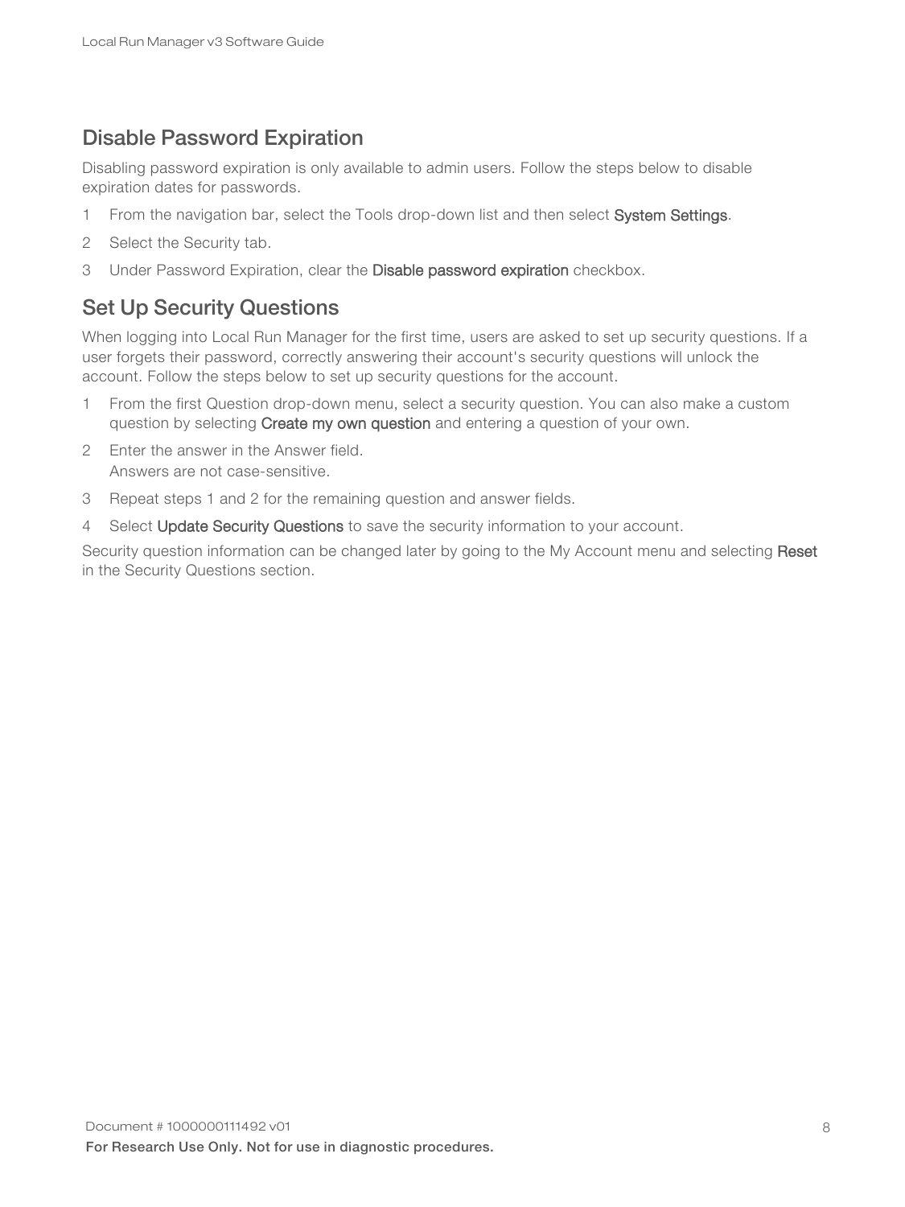## Disable Password Expiration

Disabling password expiration is only available to admin users. Follow the steps below to disable expiration dates for passwords.

1. From the navigation bar, select the Tools drop-down list and then select **System Settings**.
2. Select the Security tab.
3. Under Password Expiration, clear the **Disable password expiration** checkbox.

## Set Up Security Questions

When logging into Local Run Manager for the first time, users are asked to set up security questions. If a user forgets their password, correctly answering their account's security questions will unlock the account. Follow the steps below to set up security questions for the account.

1. From the first Question drop-down menu, select a security question. You can also make a custom question by selecting **Create my own question** and entering a question of your own.
2. Enter the answer in the Answer field.  
   Answers are not case-sensitive.
3. Repeat steps 1 and 2 for the remaining question and answer fields.
4. Select **Update Security Questions** to save the security information to your account.

Security question information can be changed later by going to the My Account menu and selecting **Reset** in the Security Questions section.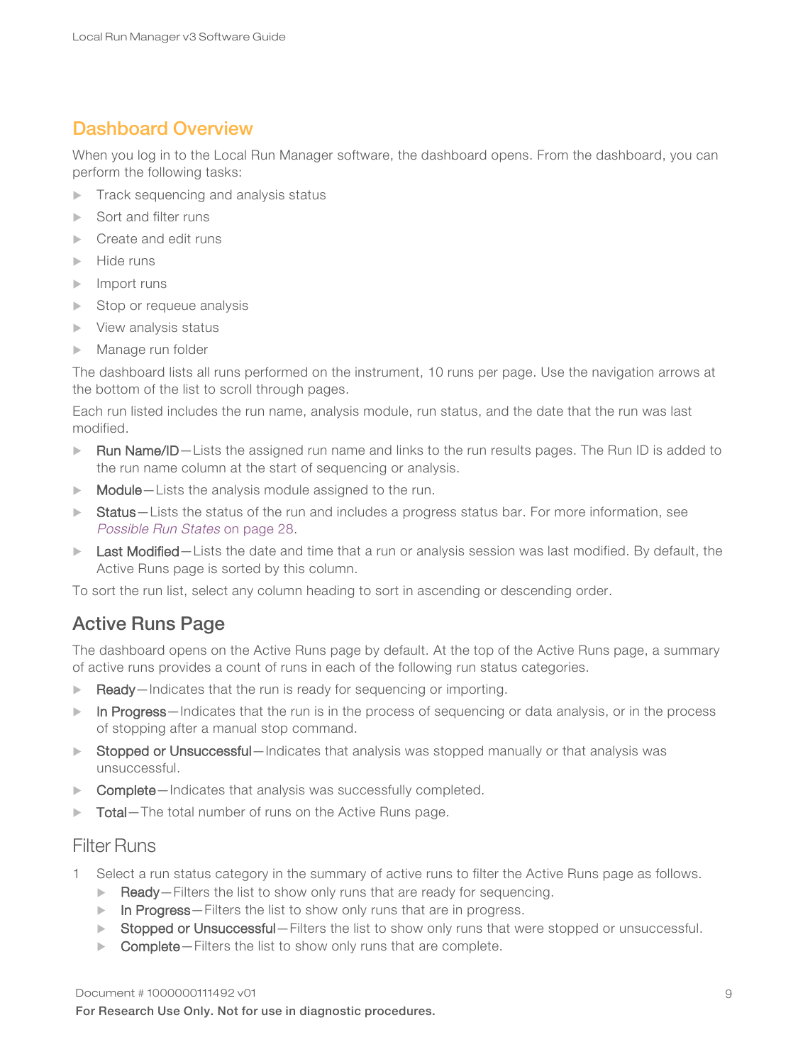## Dashboard Overview

When you log in to the Local Run Manager software, the dashboard opens. From the dashboard, you can perform the following tasks:

- Track sequencing and analysis status
- Sort and filter runs
- Create and edit runs
- Hide runs
- Import runs
- Stop or requeue analysis
- View analysis status
- Manage run folder

The dashboard lists all runs performed on the instrument, 10 runs per page. Use the navigation arrows at the bottom of the list to scroll through pages.

Each run listed includes the run name, analysis module, run status, and the date that the run was last modified.

- **Run Name/ID**—Lists the assigned run name and links to the run results pages. The Run ID is added to the run name column at the start of sequencing or analysis.
- **Module**—Lists the analysis module assigned to the run.
- **Status**—Lists the status of the run and includes a progress status bar. For more information, see *Possible Run States* on page 28.
- **Last Modified**—Lists the date and time that a run or analysis session was last modified. By default, the Active Runs page is sorted by this column.

To sort the run list, select any column heading to sort in ascending or descending order.

### Active Runs Page

The dashboard opens on the Active Runs page by default. At the top of the Active Runs page, a summary of active runs provides a count of runs in each of the following run status categories.

- **Ready**—Indicates that the run is ready for sequencing or importing.
- **In Progress**—Indicates that the run is in the process of sequencing or data analysis, or in the process of stopping after a manual stop command.
- **Stopped or Unsuccessful**—Indicates that analysis was stopped manually or that analysis was unsuccessful.
- **Complete**—Indicates that analysis was successfully completed.
- **Total**—The total number of runs on the Active Runs page.

#### Filter Runs

1. Select a run status category in the summary of active runs to filter the Active Runs page as follows.
   - **Ready**—Filters the list to show only runs that are ready for sequencing.
   - **In Progress**—Filters the list to show only runs that are in progress.
   - **Stopped or Unsuccessful**—Filters the list to show only runs that were stopped or unsuccessful.
   - **Complete**—Filters the list to show only runs that are complete.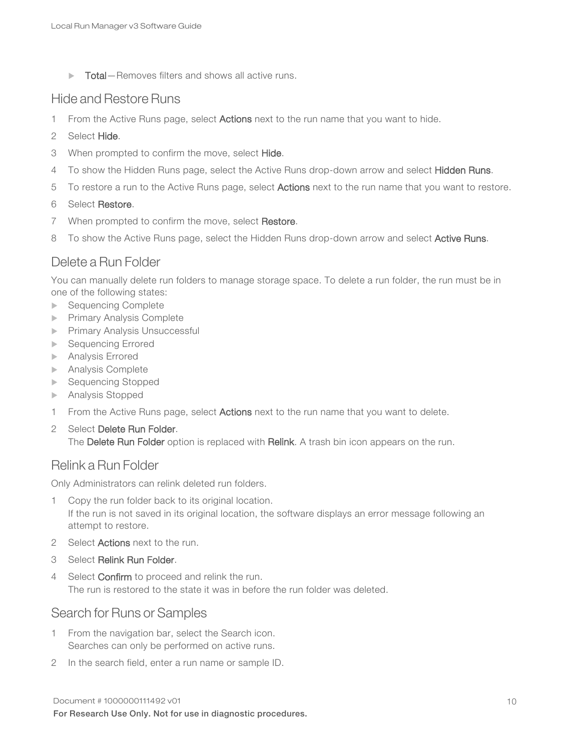- **Total**—Removes filters and shows all active runs.

## Hide and Restore Runs

1. From the Active Runs page, select **Actions** next to the run name that you want to hide.
2. Select **Hide**.
3. When prompted to confirm the move, select **Hide**.
4. To show the Hidden Runs page, select the Active Runs drop-down arrow and select **Hidden Runs**.
5. To restore a run to the Active Runs page, select **Actions** next to the run name that you want to restore.
6. Select **Restore**.
7. When prompted to confirm the move, select **Restore**.
8. To show the Active Runs page, select the Hidden Runs drop-down arrow and select **Active Runs**.

## Delete a Run Folder

You can manually delete run folders to manage storage space. To delete a run folder, the run must be in one of the following states:

- Sequencing Complete
- Primary Analysis Complete
- Primary Analysis Unsuccessful
- Sequencing Errored
- Analysis Errored
- Analysis Complete
- Sequencing Stopped
- Analysis Stopped

1. From the Active Runs page, select **Actions** next to the run name that you want to delete.
2. Select **Delete Run Folder**.
   The **Delete Run Folder** option is replaced with **Relink**. A trash bin icon appears on the run.

## Relink a Run Folder

Only Administrators can relink deleted run folders.

1. Copy the run folder back to its original location.
   If the run is not saved in its original location, the software displays an error message following an attempt to restore.
2. Select **Actions** next to the run.
3. Select **Relink Run Folder**.
4. Select **Confirm** to proceed and relink the run.
   The run is restored to the state it was in before the run folder was deleted.

## Search for Runs or Samples

1. From the navigation bar, select the Search icon.
   Searches can only be performed on active runs.
2. In the search field, enter a run name or sample ID.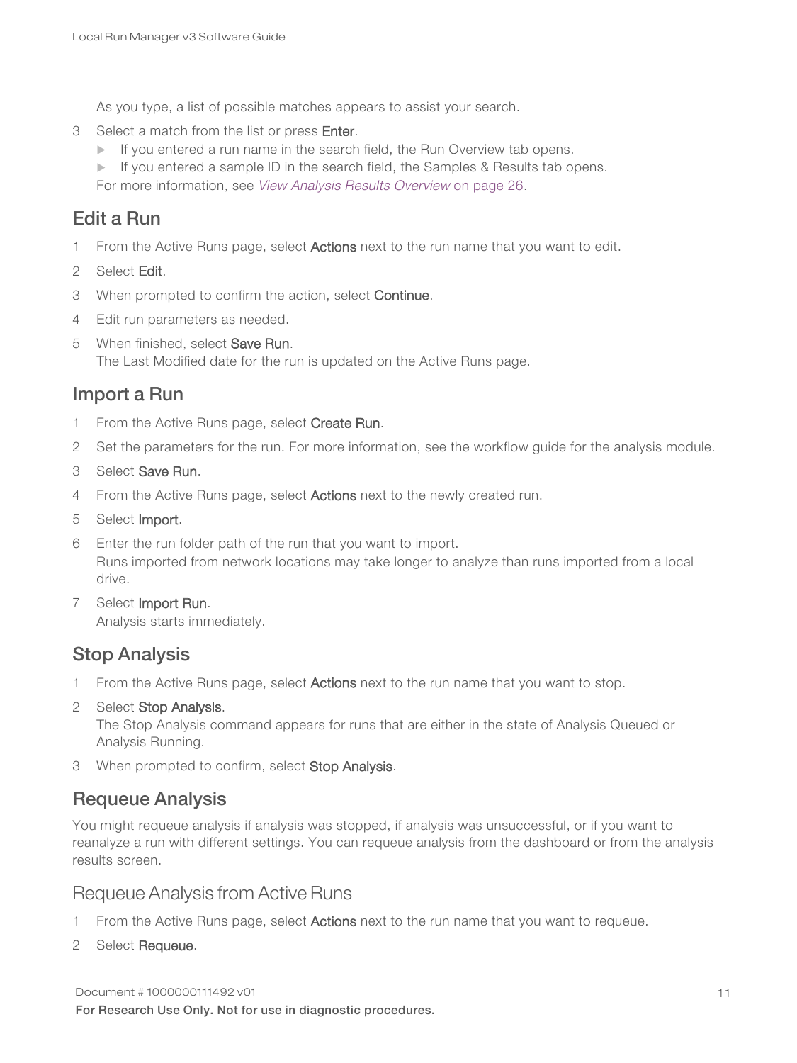As you type, a list of possible matches appears to assist your search.

3. Select a match from the list or press **Enter**.
   - If you entered a run name in the search field, the Run Overview tab opens.
   - If you entered a sample ID in the search field, the Samples & Results tab opens.

   For more information, see *View Analysis Results Overview* on page 26.

## Edit a Run

1. From the Active Runs page, select **Actions** next to the run name that you want to edit.
2. Select **Edit**.
3. When prompted to confirm the action, select **Continue**.
4. Edit run parameters as needed.
5. When finished, select **Save Run**.
   The Last Modified date for the run is updated on the Active Runs page.

## Import a Run

1. From the Active Runs page, select **Create Run**.
2. Set the parameters for the run. For more information, see the workflow guide for the analysis module.
3. Select **Save Run**.
4. From the Active Runs page, select **Actions** next to the newly created run.
5. Select **Import**.
6. Enter the run folder path of the run that you want to import.
   Runs imported from network locations may take longer to analyze than runs imported from a local drive.
7. Select **Import Run**.
   Analysis starts immediately.

## Stop Analysis

1. From the Active Runs page, select **Actions** next to the run name that you want to stop.
2. Select **Stop Analysis**.
   The Stop Analysis command appears for runs that are either in the state of Analysis Queued or Analysis Running.
3. When prompted to confirm, select **Stop Analysis**.

## Requeue Analysis

You might requeue analysis if analysis was stopped, if analysis was unsuccessful, or if you want to reanalyze a run with different settings. You can requeue analysis from the dashboard or from the analysis results screen.

### Requeue Analysis from Active Runs

1. From the Active Runs page, select **Actions** next to the run name that you want to requeue.
2. Select **Requeue**.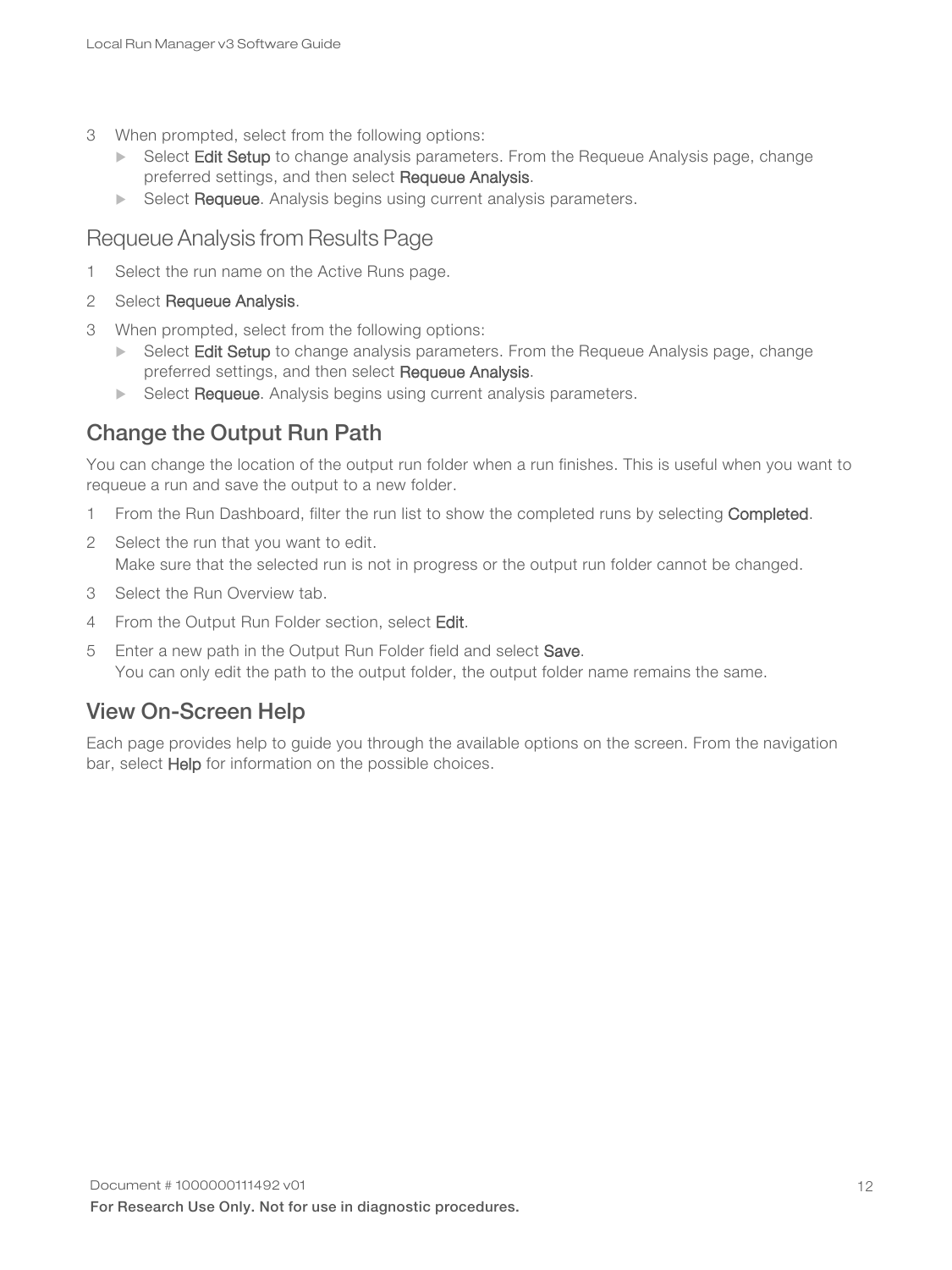3. When prompted, select from the following options:
   - Select **Edit Setup** to change analysis parameters. From the Requeue Analysis page, change preferred settings, and then select **Requeue Analysis**.
   - Select **Requeue**. Analysis begins using current analysis parameters.

### Requeue Analysis from Results Page

1. Select the run name on the Active Runs page.
2. Select **Requeue Analysis**.
3. When prompted, select from the following options:
   - Select **Edit Setup** to change analysis parameters. From the Requeue Analysis page, change preferred settings, and then select **Requeue Analysis**.
   - Select **Requeue**. Analysis begins using current analysis parameters.

## Change the Output Run Path

You can change the location of the output run folder when a run finishes. This is useful when you want to requeue a run and save the output to a new folder.

1. From the Run Dashboard, filter the run list to show the completed runs by selecting **Completed**.
2. Select the run that you want to edit.
   Make sure that the selected run is not in progress or the output run folder cannot be changed.
3. Select the Run Overview tab.
4. From the Output Run Folder section, select **Edit**.
5. Enter a new path in the Output Run Folder field and select **Save**.
   You can only edit the path to the output folder, the output folder name remains the same.

## View On-Screen Help

Each page provides help to guide you through the available options on the screen. From the navigation bar, select **Help** for information on the possible choices.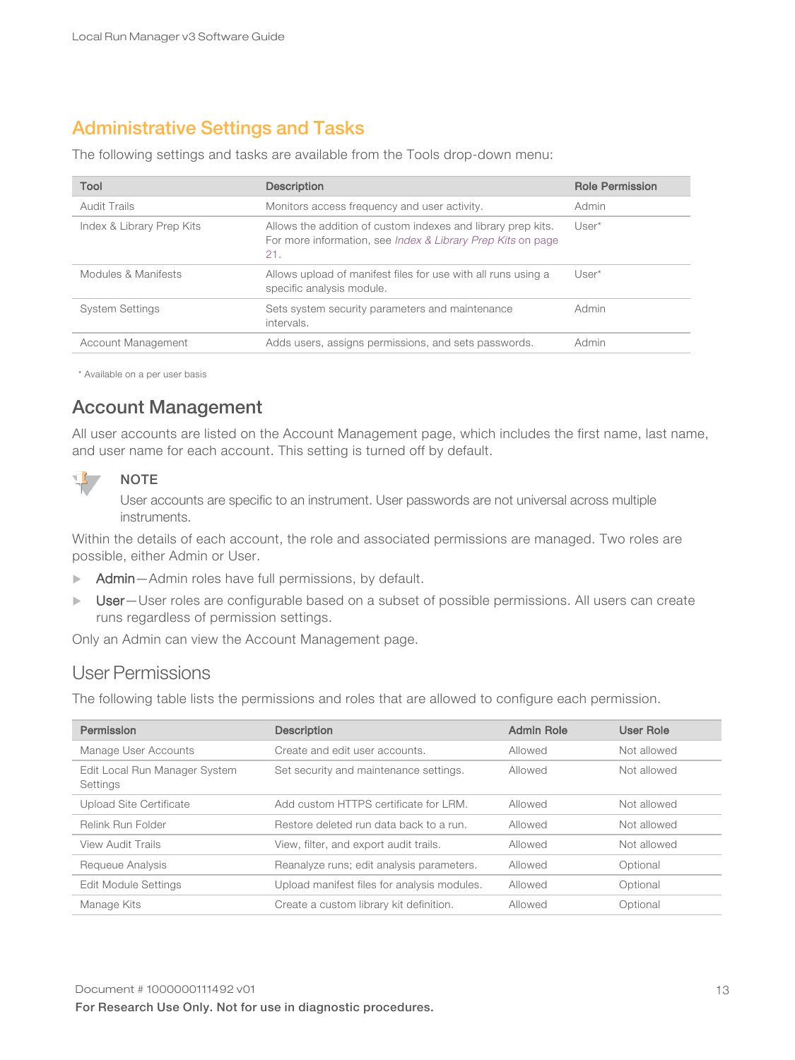## Administrative Settings and Tasks

The following settings and tasks are available from the Tools drop-down menu:

| Tool | Description | Role Permission |
|---|---|---|
| Audit Trails | Monitors access frequency and user activity. | Admin |
| Index & Library Prep Kits | Allows the addition of custom indexes and library prep kits. For more information, see *Index & Library Prep Kits* on page 21. | User* |
| Modules & Manifests | Allows upload of manifest files for use with all runs using a specific analysis module. | User* |
| System Settings | Sets system security parameters and maintenance intervals. | Admin |
| Account Management | Adds users, assigns permissions, and sets passwords. | Admin |

\* Available on a per user basis

### Account Management

All user accounts are listed on the Account Management page, which includes the first name, last name, and user name for each account. This setting is turned off by default.

> **NOTE**
> User accounts are specific to an instrument. User passwords are not universal across multiple instruments.

Within the details of each account, the role and associated permissions are managed. Two roles are possible, either Admin or User.

- **Admin**—Admin roles have full permissions, by default.
- **User**—User roles are configurable based on a subset of possible permissions. All users can create runs regardless of permission settings.

Only an Admin can view the Account Management page.

#### User Permissions

The following table lists the permissions and roles that are allowed to configure each permission.

| Permission | Description | Admin Role | User Role |
|---|---|---|---|
| Manage User Accounts | Create and edit user accounts. | Allowed | Not allowed |
| Edit Local Run Manager System Settings | Set security and maintenance settings. | Allowed | Not allowed |
| Upload Site Certificate | Add custom HTTPS certificate for LRM. | Allowed | Not allowed |
| Relink Run Folder | Restore deleted run data back to a run. | Allowed | Not allowed |
| View Audit Trails | View, filter, and export audit trails. | Allowed | Not allowed |
| Requeue Analysis | Reanalyze runs; edit analysis parameters. | Allowed | Optional |
| Edit Module Settings | Upload manifest files for analysis modules. | Allowed | Optional |
| Manage Kits | Create a custom library kit definition. | Allowed | Optional |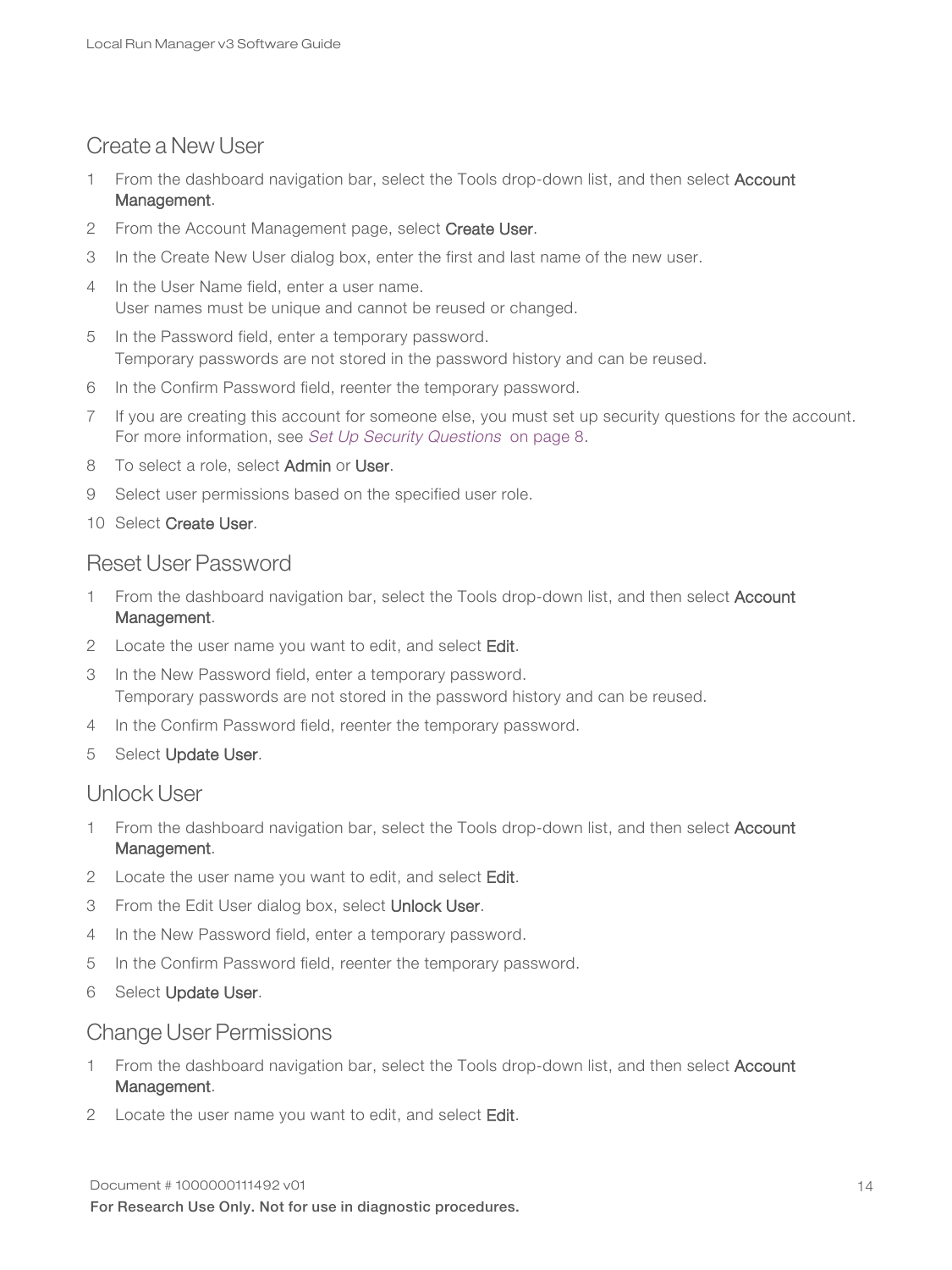## Create a New User

1. From the dashboard navigation bar, select the Tools drop-down list, and then select **Account Management**.
2. From the Account Management page, select **Create User**.
3. In the Create New User dialog box, enter the first and last name of the new user.
4. In the User Name field, enter a user name.
   User names must be unique and cannot be reused or changed.
5. In the Password field, enter a temporary password.
   Temporary passwords are not stored in the password history and can be reused.
6. In the Confirm Password field, reenter the temporary password.
7. If you are creating this account for someone else, you must set up security questions for the account. For more information, see *Set Up Security Questions* on page 8.
8. To select a role, select **Admin** or **User**.
9. Select user permissions based on the specified user role.
10. Select **Create User**.

## Reset User Password

1. From the dashboard navigation bar, select the Tools drop-down list, and then select **Account Management**.
2. Locate the user name you want to edit, and select **Edit**.
3. In the New Password field, enter a temporary password.
   Temporary passwords are not stored in the password history and can be reused.
4. In the Confirm Password field, reenter the temporary password.
5. Select **Update User**.

## Unlock User

1. From the dashboard navigation bar, select the Tools drop-down list, and then select **Account Management**.
2. Locate the user name you want to edit, and select **Edit**.
3. From the Edit User dialog box, select **Unlock User**.
4. In the New Password field, enter a temporary password.
5. In the Confirm Password field, reenter the temporary password.
6. Select **Update User**.

## Change User Permissions

1. From the dashboard navigation bar, select the Tools drop-down list, and then select **Account Management**.
2. Locate the user name you want to edit, and select **Edit**.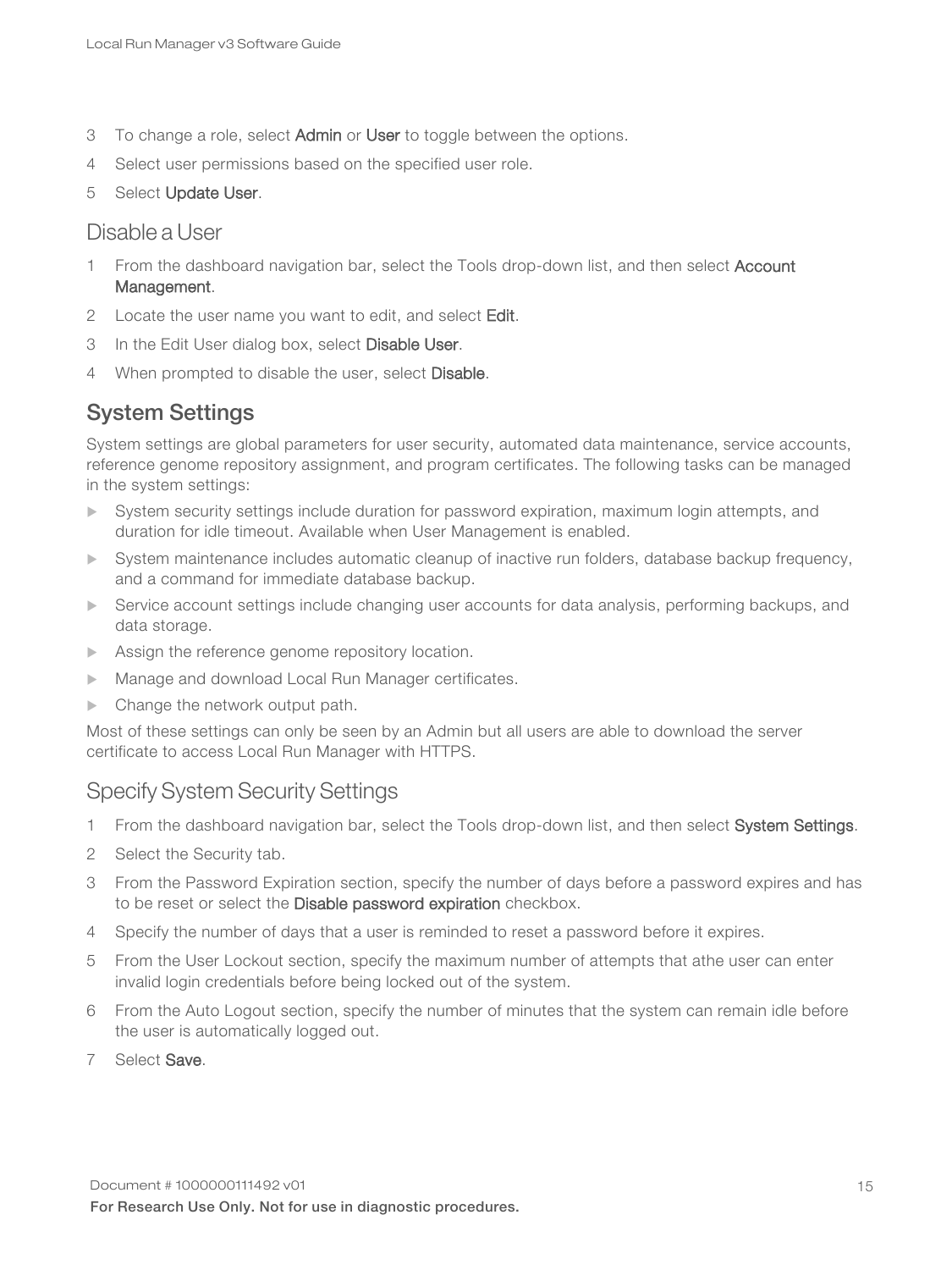3. To change a role, select **Admin** or **User** to toggle between the options.
4. Select user permissions based on the specified user role.
5. Select **Update User**.

### Disable a User

1. From the dashboard navigation bar, select the Tools drop-down list, and then select **Account Management**.
2. Locate the user name you want to edit, and select **Edit**.
3. In the Edit User dialog box, select **Disable User**.
4. When prompted to disable the user, select **Disable**.

## System Settings

System settings are global parameters for user security, automated data maintenance, service accounts, reference genome repository assignment, and program certificates. The following tasks can be managed in the system settings:

- System security settings include duration for password expiration, maximum login attempts, and duration for idle timeout. Available when User Management is enabled.
- System maintenance includes automatic cleanup of inactive run folders, database backup frequency, and a command for immediate database backup.
- Service account settings include changing user accounts for data analysis, performing backups, and data storage.
- Assign the reference genome repository location.
- Manage and download Local Run Manager certificates.
- Change the network output path.

Most of these settings can only be seen by an Admin but all users are able to download the server certificate to access Local Run Manager with HTTPS.

### Specify System Security Settings

1. From the dashboard navigation bar, select the Tools drop-down list, and then select **System Settings**.
2. Select the Security tab.
3. From the Password Expiration section, specify the number of days before a password expires and has to be reset or select the **Disable password expiration** checkbox.
4. Specify the number of days that a user is reminded to reset a password before it expires.
5. From the User Lockout section, specify the maximum number of attempts that athe user can enter invalid login credentials before being locked out of the system.
6. From the Auto Logout section, specify the number of minutes that the system can remain idle before the user is automatically logged out.
7. Select **Save**.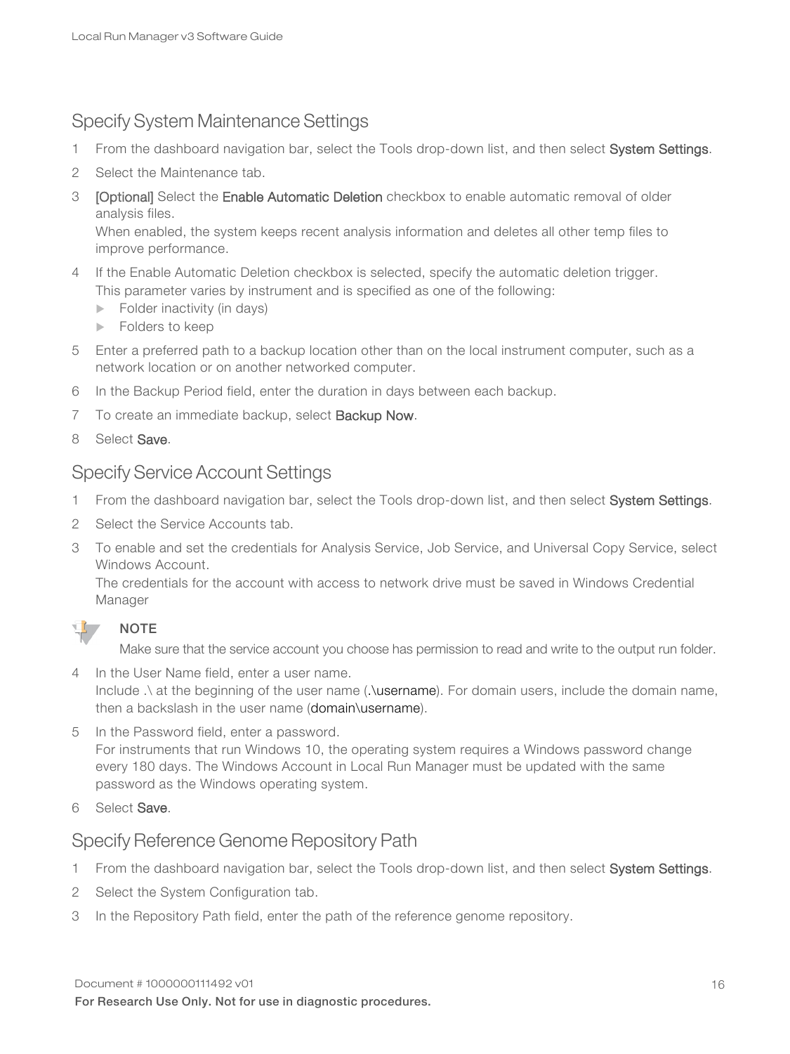## Specify System Maintenance Settings

1. From the dashboard navigation bar, select the Tools drop-down list, and then select **System Settings**.
2. Select the Maintenance tab.
3. **[Optional]** Select the **Enable Automatic Deletion** checkbox to enable automatic removal of older analysis files.
   When enabled, the system keeps recent analysis information and deletes all other temp files to improve performance.
4. If the Enable Automatic Deletion checkbox is selected, specify the automatic deletion trigger.
   This parameter varies by instrument and is specified as one of the following:
   - Folder inactivity (in days)
   - Folders to keep
5. Enter a preferred path to a backup location other than on the local instrument computer, such as a network location or on another networked computer.
6. In the Backup Period field, enter the duration in days between each backup.
7. To create an immediate backup, select **Backup Now**.
8. Select **Save**.

## Specify Service Account Settings

1. From the dashboard navigation bar, select the Tools drop-down list, and then select **System Settings**.
2. Select the Service Accounts tab.
3. To enable and set the credentials for Analysis Service, Job Service, and Universal Copy Service, select Windows Account.
   The credentials for the account with access to network drive must be saved in Windows Credential Manager

> **NOTE**
> Make sure that the service account you choose has permission to read and write to the output run folder.

4. In the User Name field, enter a user name.
   Include .\ at the beginning of the user name (**.\username**). For domain users, include the domain name, then a backslash in the user name (**domain\username**).
5. In the Password field, enter a password.
   For instruments that run Windows 10, the operating system requires a Windows password change every 180 days. The Windows Account in Local Run Manager must be updated with the same password as the Windows operating system.
6. Select **Save**.

## Specify Reference Genome Repository Path

1. From the dashboard navigation bar, select the Tools drop-down list, and then select **System Settings**.
2. Select the System Configuration tab.
3. In the Repository Path field, enter the path of the reference genome repository.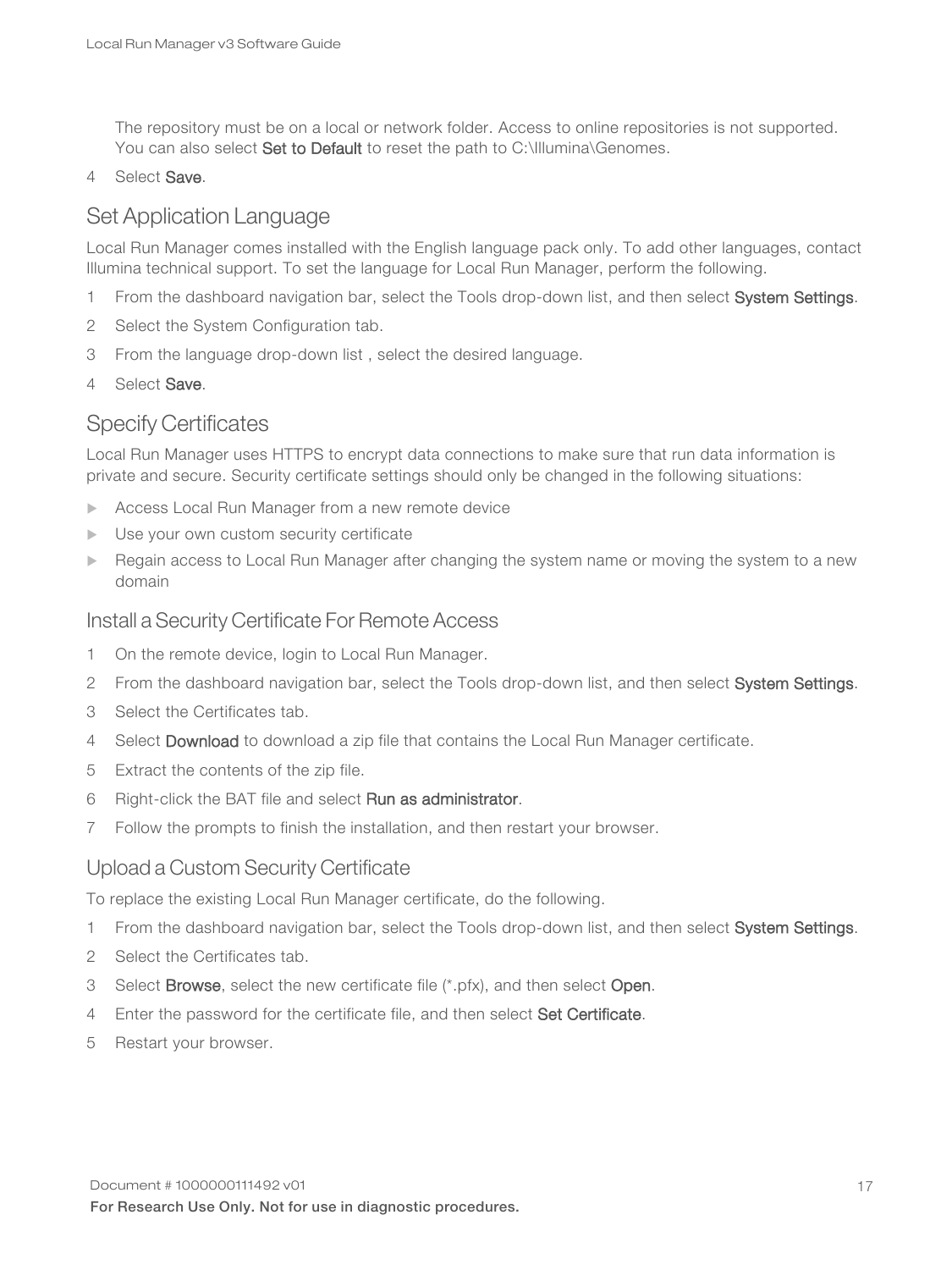The repository must be on a local or network folder. Access to online repositories is not supported. You can also select **Set to Default** to reset the path to C:\Illumina\Genomes.

4. Select **Save**.

## Set Application Language

Local Run Manager comes installed with the English language pack only. To add other languages, contact Illumina technical support. To set the language for Local Run Manager, perform the following.

1. From the dashboard navigation bar, select the Tools drop-down list, and then select **System Settings**.
2. Select the System Configuration tab.
3. From the language drop-down list , select the desired language.
4. Select **Save**.

## Specify Certificates

Local Run Manager uses HTTPS to encrypt data connections to make sure that run data information is private and secure. Security certificate settings should only be changed in the following situations:

- Access Local Run Manager from a new remote device
- Use your own custom security certificate
- Regain access to Local Run Manager after changing the system name or moving the system to a new domain

### Install a Security Certificate For Remote Access

1. On the remote device, login to Local Run Manager.
2. From the dashboard navigation bar, select the Tools drop-down list, and then select **System Settings**.
3. Select the Certificates tab.
4. Select **Download** to download a zip file that contains the Local Run Manager certificate.
5. Extract the contents of the zip file.
6. Right-click the BAT file and select **Run as administrator**.
7. Follow the prompts to finish the installation, and then restart your browser.

### Upload a Custom Security Certificate

To replace the existing Local Run Manager certificate, do the following.

1. From the dashboard navigation bar, select the Tools drop-down list, and then select **System Settings**.
2. Select the Certificates tab.
3. Select **Browse**, select the new certificate file (*.pfx), and then select **Open**.
4. Enter the password for the certificate file, and then select **Set Certificate**.
5. Restart your browser.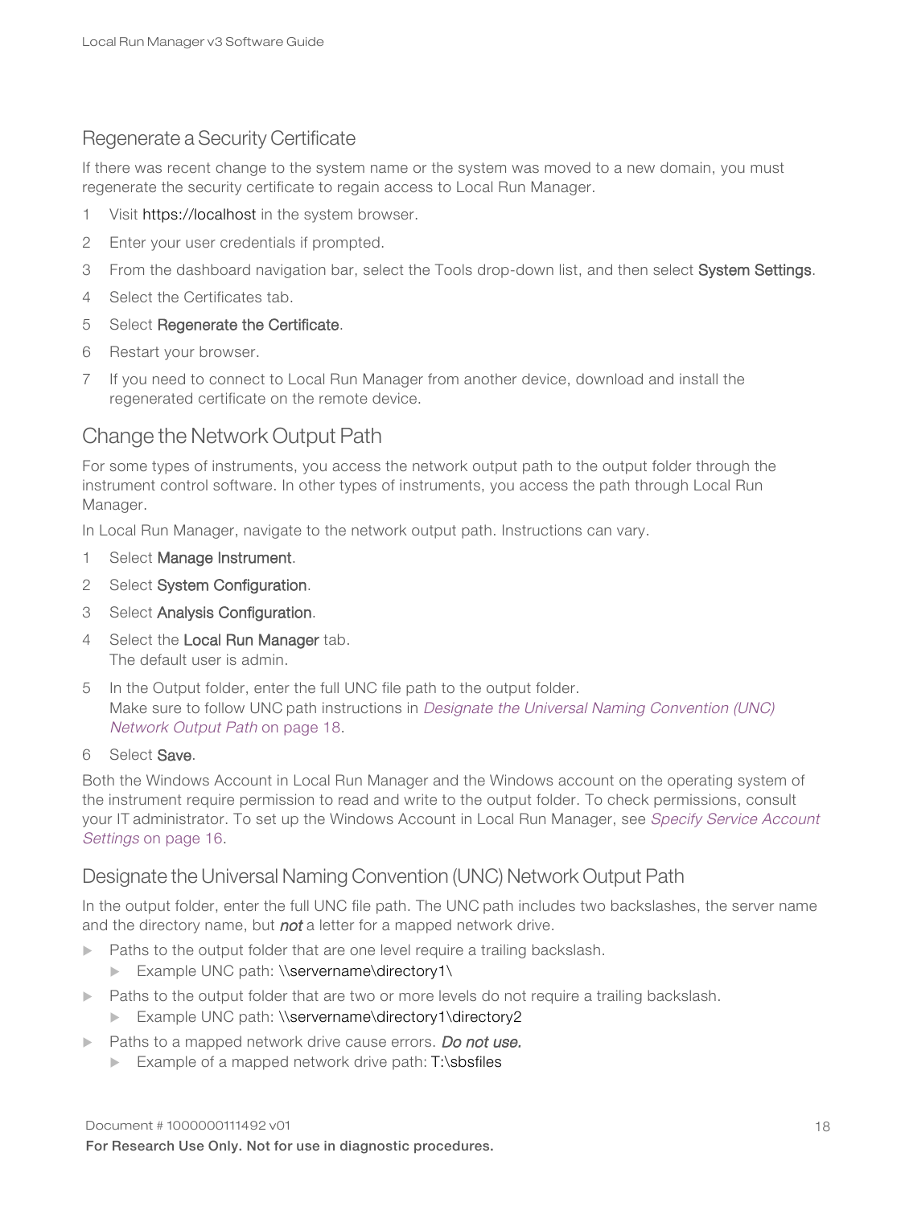## Regenerate a Security Certificate

If there was recent change to the system name or the system was moved to a new domain, you must regenerate the security certificate to regain access to Local Run Manager.

1. Visit https://localhost in the system browser.
2. Enter your user credentials if prompted.
3. From the dashboard navigation bar, select the Tools drop-down list, and then select **System Settings**.
4. Select the Certificates tab.
5. Select **Regenerate the Certificate**.
6. Restart your browser.
7. If you need to connect to Local Run Manager from another device, download and install the regenerated certificate on the remote device.

## Change the Network Output Path

For some types of instruments, you access the network output path to the output folder through the instrument control software. In other types of instruments, you access the path through Local Run Manager.

In Local Run Manager, navigate to the network output path. Instructions can vary.

1. Select **Manage Instrument**.
2. Select **System Configuration**.
3. Select **Analysis Configuration**.
4. Select the **Local Run Manager** tab.
   The default user is admin.
5. In the Output folder, enter the full UNC file path to the output folder.
   Make sure to follow UNC path instructions in *Designate the Universal Naming Convention (UNC) Network Output Path* on page 18.
6. Select **Save**.

Both the Windows Account in Local Run Manager and the Windows account on the operating system of the instrument require permission to read and write to the output folder. To check permissions, consult your IT administrator. To set up the Windows Account in Local Run Manager, see *Specify Service Account Settings* on page 16.

### Designate the Universal Naming Convention (UNC) Network Output Path

In the output folder, enter the full UNC file path. The UNC path includes two backslashes, the server name and the directory name, but ***not*** a letter for a mapped network drive.

- Paths to the output folder that are one level require a trailing backslash.
  - Example UNC path: \\servername\directory1\
- Paths to the output folder that are two or more levels do not require a trailing backslash.
  - Example UNC path: \\servername\directory1\directory2
- Paths to a mapped network drive cause errors. ***Do not use.***
  - Example of a mapped network drive path: T:\sbsfiles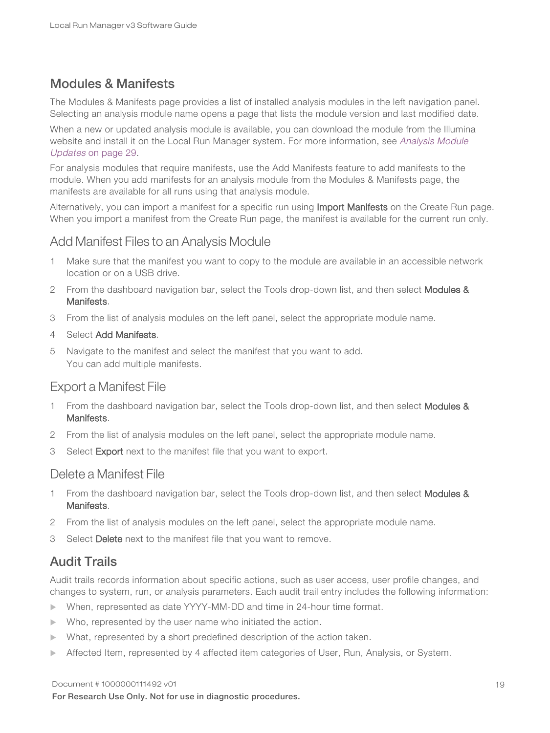## Modules & Manifests

The Modules & Manifests page provides a list of installed analysis modules in the left navigation panel. Selecting an analysis module name opens a page that lists the module version and last modified date.

When a new or updated analysis module is available, you can download the module from the Illumina website and install it on the Local Run Manager system. For more information, see *Analysis Module Updates* on page 29.

For analysis modules that require manifests, use the Add Manifests feature to add manifests to the module. When you add manifests for an analysis module from the Modules & Manifests page, the manifests are available for all runs using that analysis module.

Alternatively, you can import a manifest for a specific run using **Import Manifests** on the Create Run page. When you import a manifest from the Create Run page, the manifest is available for the current run only.

### Add Manifest Files to an Analysis Module

1. Make sure that the manifest you want to copy to the module are available in an accessible network location or on a USB drive.
2. From the dashboard navigation bar, select the Tools drop-down list, and then select **Modules & Manifests**.
3. From the list of analysis modules on the left panel, select the appropriate module name.
4. Select **Add Manifests**.
5. Navigate to the manifest and select the manifest that you want to add.
   You can add multiple manifests.

### Export a Manifest File

1. From the dashboard navigation bar, select the Tools drop-down list, and then select **Modules & Manifests**.
2. From the list of analysis modules on the left panel, select the appropriate module name.
3. Select **Export** next to the manifest file that you want to export.

### Delete a Manifest File

1. From the dashboard navigation bar, select the Tools drop-down list, and then select **Modules & Manifests**.
2. From the list of analysis modules on the left panel, select the appropriate module name.
3. Select **Delete** next to the manifest file that you want to remove.

## Audit Trails

Audit trails records information about specific actions, such as user access, user profile changes, and changes to system, run, or analysis parameters. Each audit trail entry includes the following information:

- When, represented as date YYYY-MM-DD and time in 24-hour time format.
- Who, represented by the user name who initiated the action.
- What, represented by a short predefined description of the action taken.
- Affected Item, represented by 4 affected item categories of User, Run, Analysis, or System.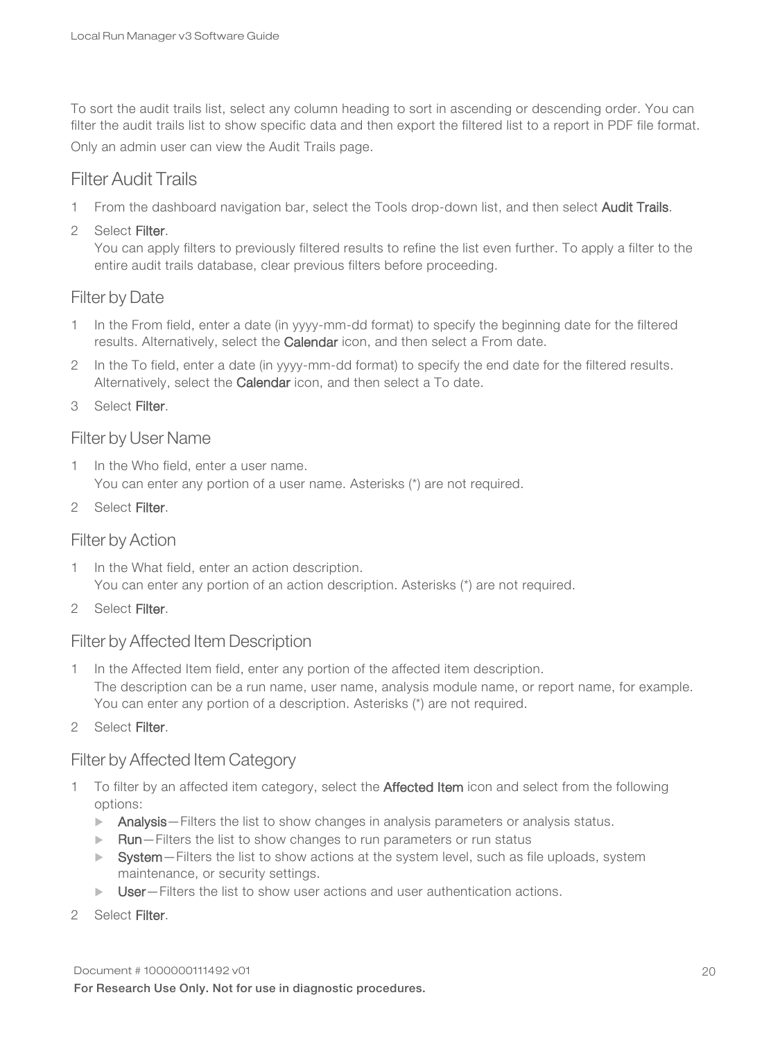To sort the audit trails list, select any column heading to sort in ascending or descending order. You can filter the audit trails list to show specific data and then export the filtered list to a report in PDF file format.

Only an admin user can view the Audit Trails page.

## Filter Audit Trails

1. From the dashboard navigation bar, select the Tools drop-down list, and then select **Audit Trails**.
2. Select **Filter**.
   You can apply filters to previously filtered results to refine the list even further. To apply a filter to the entire audit trails database, clear previous filters before proceeding.

### Filter by Date

1. In the From field, enter a date (in yyyy-mm-dd format) to specify the beginning date for the filtered results. Alternatively, select the **Calendar** icon, and then select a From date.
2. In the To field, enter a date (in yyyy-mm-dd format) to specify the end date for the filtered results. Alternatively, select the **Calendar** icon, and then select a To date.
3. Select **Filter**.

### Filter by User Name

1. In the Who field, enter a user name.
   You can enter any portion of a user name. Asterisks (*) are not required.
2. Select **Filter**.

### Filter by Action

1. In the What field, enter an action description.
   You can enter any portion of an action description. Asterisks (*) are not required.
2. Select **Filter**.

### Filter by Affected Item Description

1. In the Affected Item field, enter any portion of the affected item description.
   The description can be a run name, user name, analysis module name, or report name, for example. You can enter any portion of a description. Asterisks (*) are not required.
2. Select **Filter**.

### Filter by Affected Item Category

1. To filter by an affected item category, select the **Affected Item** icon and select from the following options:
   - **Analysis**—Filters the list to show changes in analysis parameters or analysis status.
   - **Run**—Filters the list to show changes to run parameters or run status
   - **System**—Filters the list to show actions at the system level, such as file uploads, system maintenance, or security settings.
   - **User**—Filters the list to show user actions and user authentication actions.
2. Select **Filter**.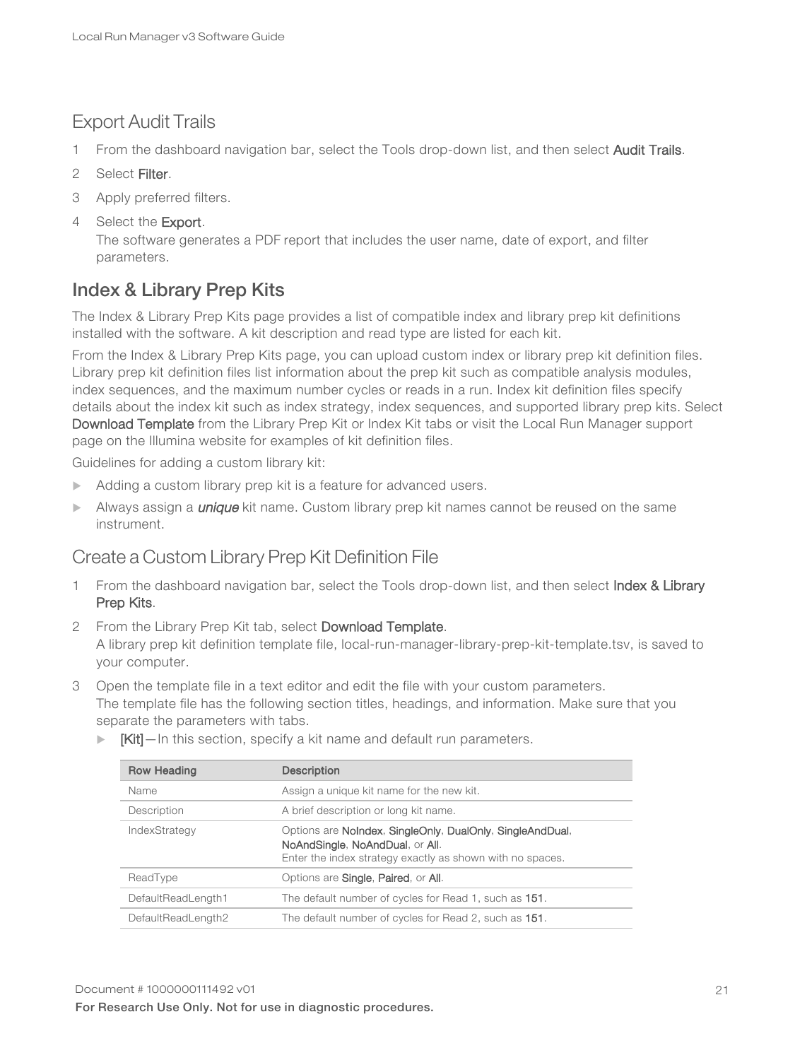## Export Audit Trails

1. From the dashboard navigation bar, select the Tools drop-down list, and then select **Audit Trails**.
2. Select **Filter**.
3. Apply preferred filters.
4. Select the **Export**.
   The software generates a PDF report that includes the user name, date of export, and filter parameters.

## Index & Library Prep Kits

The Index & Library Prep Kits page provides a list of compatible index and library prep kit definitions installed with the software. A kit description and read type are listed for each kit.

From the Index & Library Prep Kits page, you can upload custom index or library prep kit definition files. Library prep kit definition files list information about the prep kit such as compatible analysis modules, index sequences, and the maximum number cycles or reads in a run. Index kit definition files specify details about the index kit such as index strategy, index sequences, and supported library prep kits. Select **Download Template** from the Library Prep Kit or Index Kit tabs or visit the Local Run Manager support page on the Illumina website for examples of kit definition files.

Guidelines for adding a custom library kit:

- Adding a custom library prep kit is a feature for advanced users.
- Always assign a ***unique*** kit name. Custom library prep kit names cannot be reused on the same instrument.

## Create a Custom Library Prep Kit Definition File

1. From the dashboard navigation bar, select the Tools drop-down list, and then select **Index & Library Prep Kits**.
2. From the Library Prep Kit tab, select **Download Template**.
   A library prep kit definition template file, local-run-manager-library-prep-kit-template.tsv, is saved to your computer.
3. Open the template file in a text editor and edit the file with your custom parameters.
   The template file has the following section titles, headings, and information. Make sure that you separate the parameters with tabs.
   - **[Kit]**—In this section, specify a kit name and default run parameters.

| Row Heading | Description |
|---|---|
| Name | Assign a unique kit name for the new kit. |
| Description | A brief description or long kit name. |
| IndexStrategy | Options are **NoIndex**, **SingleOnly**, **DualOnly**, **SingleAndDual**, **NoAndSingle**, **NoAndDual**, or **All**. Enter the index strategy exactly as shown with no spaces. |
| ReadType | Options are **Single**, **Paired**, or **All**. |
| DefaultReadLength1 | The default number of cycles for Read 1, such as **151**. |
| DefaultReadLength2 | The default number of cycles for Read 2, such as **151**. |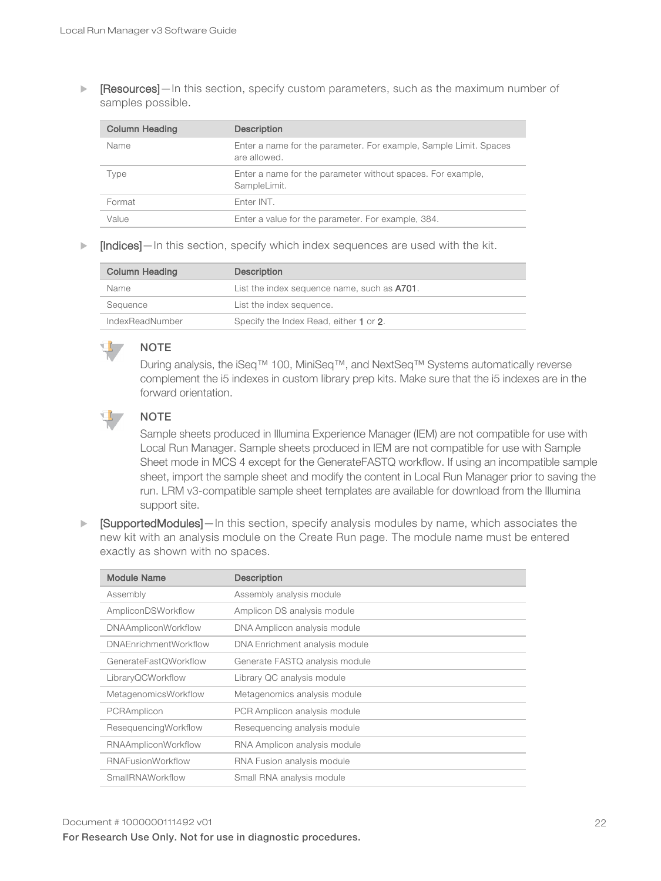- **[Resources]**—In this section, specify custom parameters, such as the maximum number of samples possible.

| Column Heading | Description |
|---|---|
| Name | Enter a name for the parameter. For example, Sample Limit. Spaces are allowed. |
| Type | Enter a name for the parameter without spaces. For example, SampleLimit. |
| Format | Enter INT. |
| Value | Enter a value for the parameter. For example, 384. |

- **[Indices]**—In this section, specify which index sequences are used with the kit.

| Column Heading | Description |
|---|---|
| Name | List the index sequence name, such as **A701**. |
| Sequence | List the index sequence. |
| IndexReadNumber | Specify the Index Read, either **1** or **2**. |

**NOTE**
During analysis, the iSeq™ 100, MiniSeq™, and NextSeq™ Systems automatically reverse complement the i5 indexes in custom library prep kits. Make sure that the i5 indexes are in the forward orientation.

**NOTE**
Sample sheets produced in Illumina Experience Manager (IEM) are not compatible for use with Local Run Manager. Sample sheets produced in IEM are not compatible for use with Sample Sheet mode in MCS 4 except for the GenerateFASTQ workflow. If using an incompatible sample sheet, import the sample sheet and modify the content in Local Run Manager prior to saving the run. LRM v3-compatible sample sheet templates are available for download from the Illumina support site.

- **[SupportedModules]**—In this section, specify analysis modules by name, which associates the new kit with an analysis module on the Create Run page. The module name must be entered exactly as shown with no spaces.

| Module Name | Description |
|---|---|
| Assembly | Assembly analysis module |
| AmpliconDSWorkflow | Amplicon DS analysis module |
| DNAAmpliconWorkflow | DNA Amplicon analysis module |
| DNAEnrichmentWorkflow | DNA Enrichment analysis module |
| GenerateFastQWorkflow | Generate FASTQ analysis module |
| LibraryQCWorkflow | Library QC analysis module |
| MetagenomicsWorkflow | Metagenomics analysis module |
| PCRAmplicon | PCR Amplicon analysis module |
| ResequencingWorkflow | Resequencing analysis module |
| RNAAmpliconWorkflow | RNA Amplicon analysis module |
| RNAFusionWorkflow | RNA Fusion analysis module |
| SmallRNAWorkflow | Small RNA analysis module |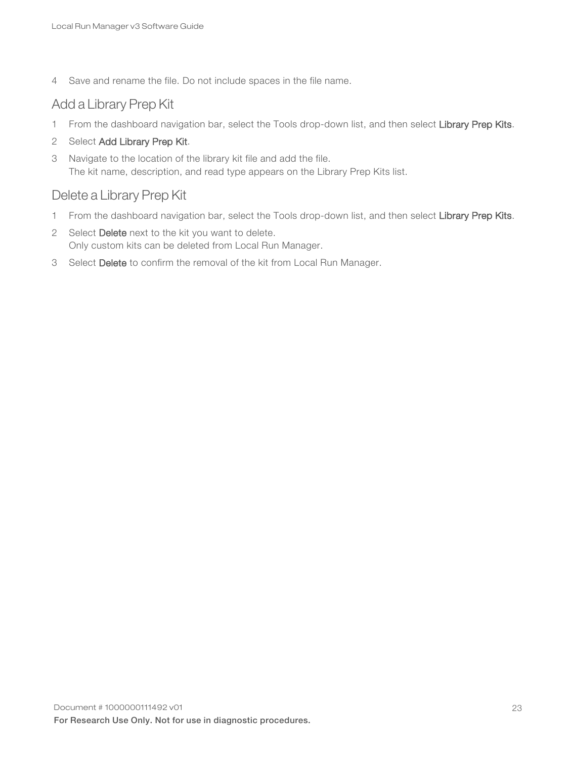4. Save and rename the file. Do not include spaces in the file name.

## Add a Library Prep Kit

1. From the dashboard navigation bar, select the Tools drop-down list, and then select **Library Prep Kits**.
2. Select **Add Library Prep Kit**.
3. Navigate to the location of the library kit file and add the file.
   The kit name, description, and read type appears on the Library Prep Kits list.

## Delete a Library Prep Kit

1. From the dashboard navigation bar, select the Tools drop-down list, and then select **Library Prep Kits**.
2. Select **Delete** next to the kit you want to delete.
   Only custom kits can be deleted from Local Run Manager.
3. Select **Delete** to confirm the removal of the kit from Local Run Manager.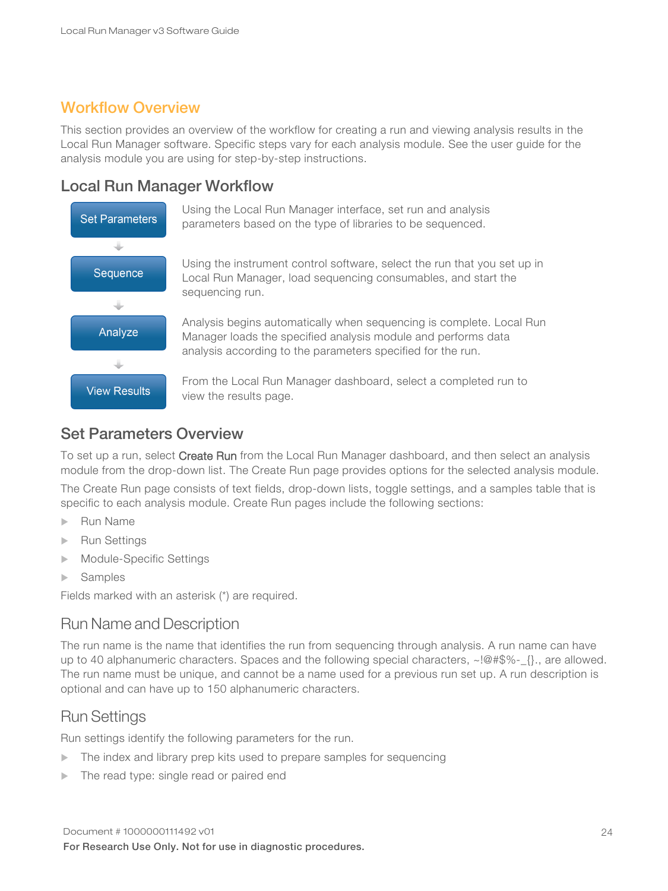# Workflow Overview

This section provides an overview of the workflow for creating a run and viewing analysis results in the Local Run Manager software. Specific steps vary for each analysis module. See the user guide for the analysis module you are using for step-by-step instructions.

## Local Run Manager Workflow

| Step | Description |
|---|---|
| Set Parameters | Using the Local Run Manager interface, set run and analysis parameters based on the type of libraries to be sequenced. |
| Sequence | Using the instrument control software, select the run that you set up in Local Run Manager, load sequencing consumables, and start the sequencing run. |
| Analyze | Analysis begins automatically when sequencing is complete. Local Run Manager loads the specified analysis module and performs data analysis according to the parameters specified for the run. |
| View Results | From the Local Run Manager dashboard, select a completed run to view the results page. |

## Set Parameters Overview

To set up a run, select **Create Run** from the Local Run Manager dashboard, and then select an analysis module from the drop-down list. The Create Run page provides options for the selected analysis module.

The Create Run page consists of text fields, drop-down lists, toggle settings, and a samples table that is specific to each analysis module. Create Run pages include the following sections:

- Run Name
- Run Settings
- Module-Specific Settings
- Samples

Fields marked with an asterisk (*) are required.

### Run Name and Description

The run name is the name that identifies the run from sequencing through analysis. A run name can have up to 40 alphanumeric characters. Spaces and the following special characters, ~!@#$%-_{}., are allowed. The run name must be unique, and cannot be a name used for a previous run set up. A run description is optional and can have up to 150 alphanumeric characters.

### Run Settings

Run settings identify the following parameters for the run.

- The index and library prep kits used to prepare samples for sequencing
- The read type: single read or paired end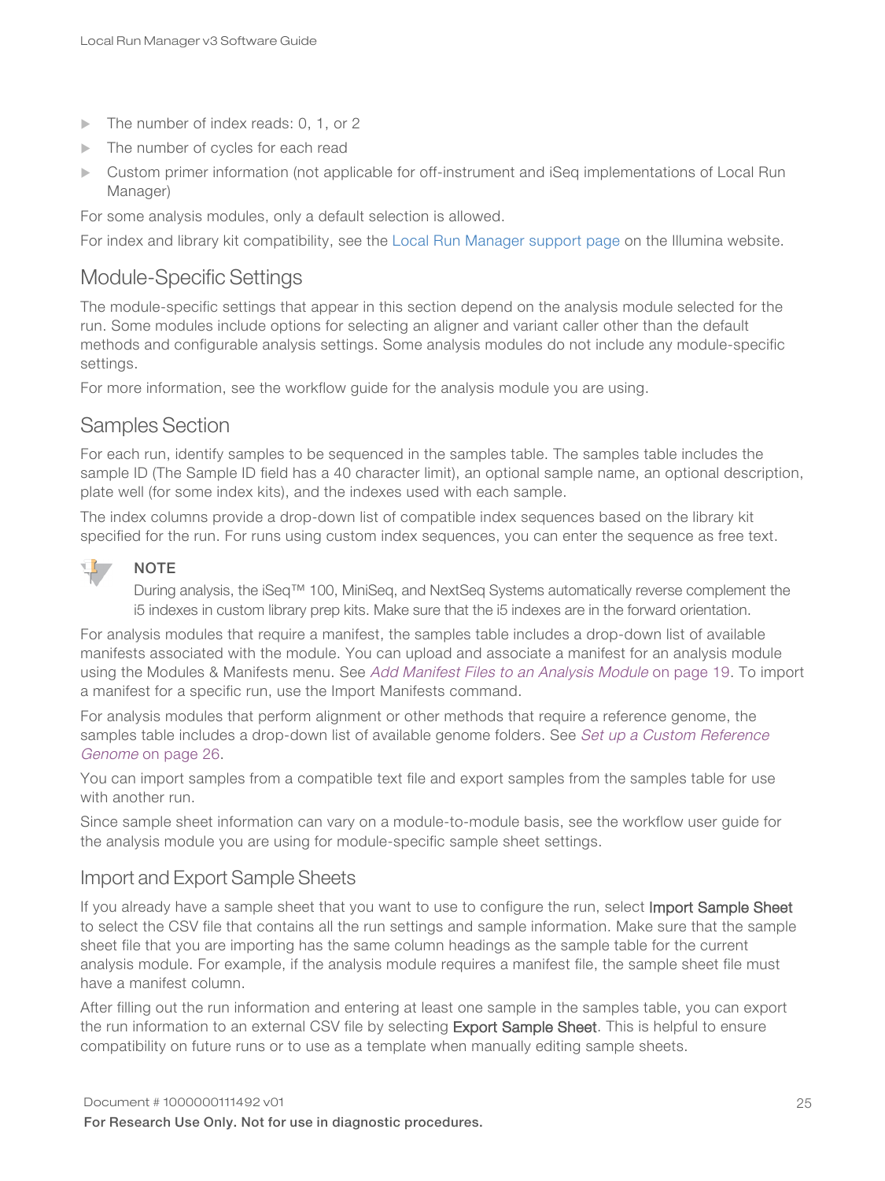- The number of index reads: 0, 1, or 2
- The number of cycles for each read
- Custom primer information (not applicable for off-instrument and iSeq implementations of Local Run Manager)

For some analysis modules, only a default selection is allowed.

For index and library kit compatibility, see the Local Run Manager support page on the Illumina website.

## Module-Specific Settings

The module-specific settings that appear in this section depend on the analysis module selected for the run. Some modules include options for selecting an aligner and variant caller other than the default methods and configurable analysis settings. Some analysis modules do not include any module-specific settings.

For more information, see the workflow guide for the analysis module you are using.

## Samples Section

For each run, identify samples to be sequenced in the samples table. The samples table includes the sample ID (The Sample ID field has a 40 character limit), an optional sample name, an optional description, plate well (for some index kits), and the indexes used with each sample.

The index columns provide a drop-down list of compatible index sequences based on the library kit specified for the run. For runs using custom index sequences, you can enter the sequence as free text.

**NOTE**

During analysis, the iSeq™ 100, MiniSeq, and NextSeq Systems automatically reverse complement the i5 indexes in custom library prep kits. Make sure that the i5 indexes are in the forward orientation.

For analysis modules that require a manifest, the samples table includes a drop-down list of available manifests associated with the module. You can upload and associate a manifest for an analysis module using the Modules & Manifests menu. See *Add Manifest Files to an Analysis Module* on page 19. To import a manifest for a specific run, use the Import Manifests command.

For analysis modules that perform alignment or other methods that require a reference genome, the samples table includes a drop-down list of available genome folders. See *Set up a Custom Reference Genome* on page 26.

You can import samples from a compatible text file and export samples from the samples table for use with another run.

Since sample sheet information can vary on a module-to-module basis, see the workflow user guide for the analysis module you are using for module-specific sample sheet settings.

### Import and Export Sample Sheets

If you already have a sample sheet that you want to use to configure the run, select **Import Sample Sheet** to select the CSV file that contains all the run settings and sample information. Make sure that the sample sheet file that you are importing has the same column headings as the sample table for the current analysis module. For example, if the analysis module requires a manifest file, the sample sheet file must have a manifest column.

After filling out the run information and entering at least one sample in the samples table, you can export the run information to an external CSV file by selecting **Export Sample Sheet**. This is helpful to ensure compatibility on future runs or to use as a template when manually editing sample sheets.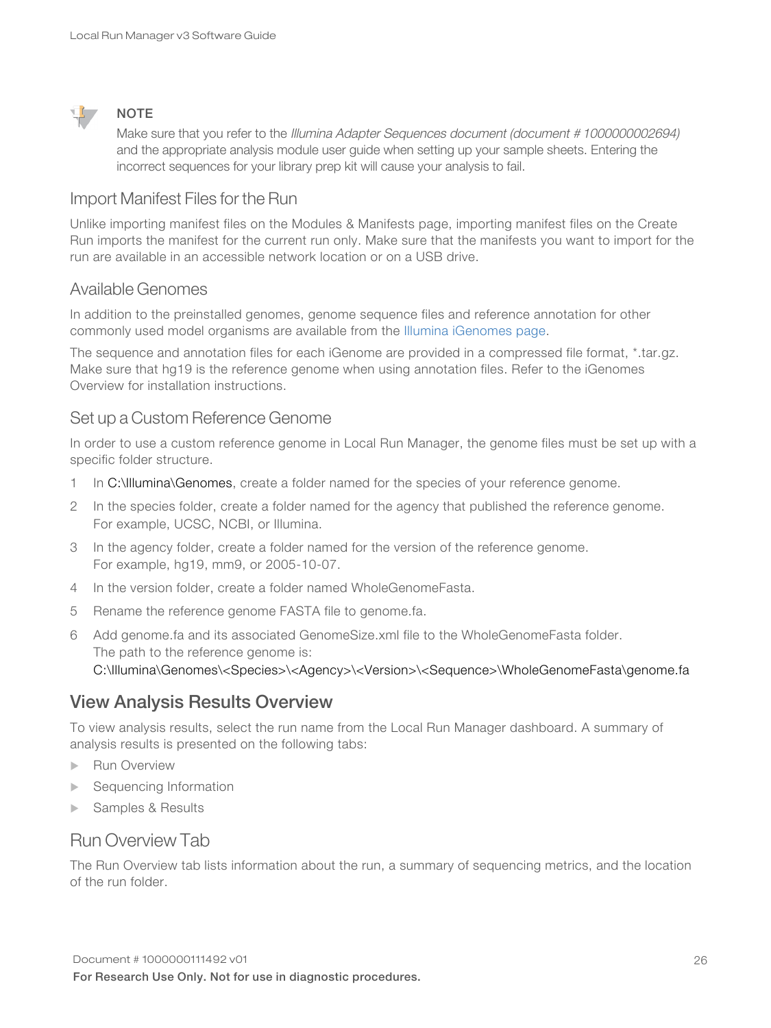**NOTE**

Make sure that you refer to the *Illumina Adapter Sequences document (document # 1000000002694)* and the appropriate analysis module user guide when setting up your sample sheets. Entering the incorrect sequences for your library prep kit will cause your analysis to fail.

### Import Manifest Files for the Run

Unlike importing manifest files on the Modules & Manifests page, importing manifest files on the Create Run imports the manifest for the current run only. Make sure that the manifests you want to import for the run are available in an accessible network location or on a USB drive.

### Available Genomes

In addition to the preinstalled genomes, genome sequence files and reference annotation for other commonly used model organisms are available from the Illumina iGenomes page.

The sequence and annotation files for each iGenome are provided in a compressed file format, *.tar.gz. Make sure that hg19 is the reference genome when using annotation files. Refer to the iGenomes Overview for installation instructions.

### Set up a Custom Reference Genome

In order to use a custom reference genome in Local Run Manager, the genome files must be set up with a specific folder structure.

1. In C:\Illumina\Genomes, create a folder named for the species of your reference genome.
2. In the species folder, create a folder named for the agency that published the reference genome. For example, UCSC, NCBI, or Illumina.
3. In the agency folder, create a folder named for the version of the reference genome. For example, hg19, mm9, or 2005-10-07.
4. In the version folder, create a folder named WholeGenomeFasta.
5. Rename the reference genome FASTA file to genome.fa.
6. Add genome.fa and its associated GenomeSize.xml file to the WholeGenomeFasta folder. The path to the reference genome is: C:\Illumina\Genomes\<Species>\<Agency>\<Version>\<Sequence>\WholeGenomeFasta\genome.fa

## View Analysis Results Overview

To view analysis results, select the run name from the Local Run Manager dashboard. A summary of analysis results is presented on the following tabs:

- Run Overview
- Sequencing Information
- Samples & Results

### Run Overview Tab

The Run Overview tab lists information about the run, a summary of sequencing metrics, and the location of the run folder.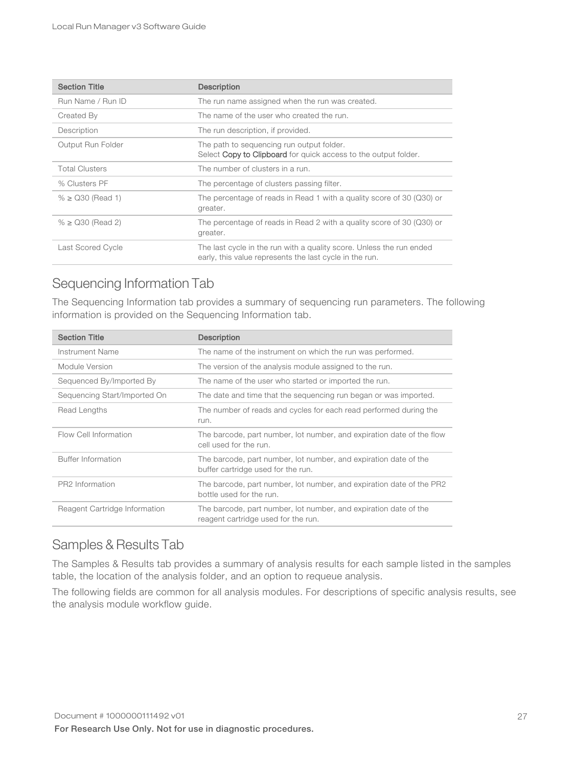| Section Title | Description |
|---|---|
| Run Name / Run ID | The run name assigned when the run was created. |
| Created By | The name of the user who created the run. |
| Description | The run description, if provided. |
| Output Run Folder | The path to sequencing run output folder.<br>Select **Copy to Clipboard** for quick access to the output folder. |
| Total Clusters | The number of clusters in a run. |
| % Clusters PF | The percentage of clusters passing filter. |
| % ≥ Q30 (Read 1) | The percentage of reads in Read 1 with a quality score of 30 (Q30) or greater. |
| % ≥ Q30 (Read 2) | The percentage of reads in Read 2 with a quality score of 30 (Q30) or greater. |
| Last Scored Cycle | The last cycle in the run with a quality score. Unless the run ended early, this value represents the last cycle in the run. |

## Sequencing Information Tab

The Sequencing Information tab provides a summary of sequencing run parameters. The following information is provided on the Sequencing Information tab.

| Section Title | Description |
|---|---|
| Instrument Name | The name of the instrument on which the run was performed. |
| Module Version | The version of the analysis module assigned to the run. |
| Sequenced By/Imported By | The name of the user who started or imported the run. |
| Sequencing Start/Imported On | The date and time that the sequencing run began or was imported. |
| Read Lengths | The number of reads and cycles for each read performed during the run. |
| Flow Cell Information | The barcode, part number, lot number, and expiration date of the flow cell used for the run. |
| Buffer Information | The barcode, part number, lot number, and expiration date of the buffer cartridge used for the run. |
| PR2 Information | The barcode, part number, lot number, and expiration date of the PR2 bottle used for the run. |
| Reagent Cartridge Information | The barcode, part number, lot number, and expiration date of the reagent cartridge used for the run. |

## Samples & Results Tab

The Samples & Results tab provides a summary of analysis results for each sample listed in the samples table, the location of the analysis folder, and an option to requeue analysis.

The following fields are common for all analysis modules. For descriptions of specific analysis results, see the analysis module workflow guide.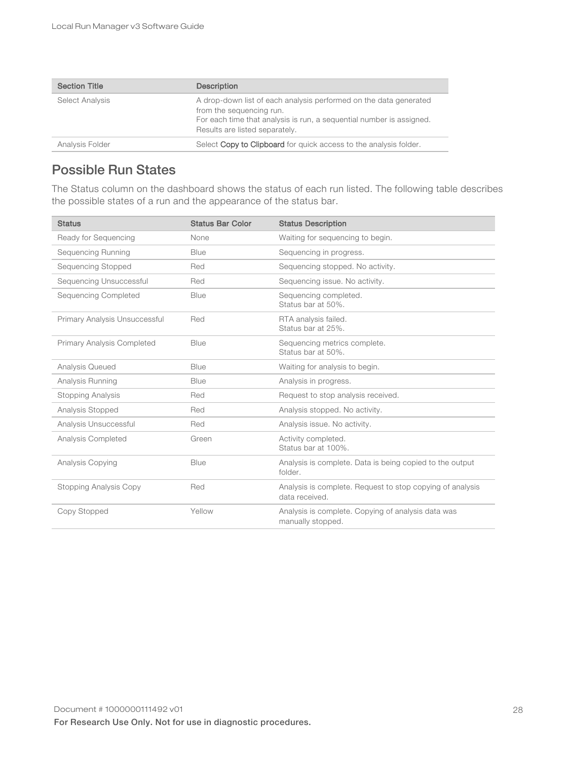| Section Title | Description |
|---|---|
| Select Analysis | A drop-down list of each analysis performed on the data generated from the sequencing run.<br>For each time that analysis is run, a sequential number is assigned. Results are listed separately. |
| Analysis Folder | Select **Copy to Clipboard** for quick access to the analysis folder. |

## Possible Run States

The Status column on the dashboard shows the status of each run listed. The following table describes the possible states of a run and the appearance of the status bar.

| Status | Status Bar Color | Status Description |
|---|---|---|
| Ready for Sequencing | None | Waiting for sequencing to begin. |
| Sequencing Running | Blue | Sequencing in progress. |
| Sequencing Stopped | Red | Sequencing stopped. No activity. |
| Sequencing Unsuccessful | Red | Sequencing issue. No activity. |
| Sequencing Completed | Blue | Sequencing completed.<br>Status bar at 50%. |
| Primary Analysis Unsuccessful | Red | RTA analysis failed.<br>Status bar at 25%. |
| Primary Analysis Completed | Blue | Sequencing metrics complete.<br>Status bar at 50%. |
| Analysis Queued | Blue | Waiting for analysis to begin. |
| Analysis Running | Blue | Analysis in progress. |
| Stopping Analysis | Red | Request to stop analysis received. |
| Analysis Stopped | Red | Analysis stopped. No activity. |
| Analysis Unsuccessful | Red | Analysis issue. No activity. |
| Analysis Completed | Green | Activity completed.<br>Status bar at 100%. |
| Analysis Copying | Blue | Analysis is complete. Data is being copied to the output folder. |
| Stopping Analysis Copy | Red | Analysis is complete. Request to stop copying of analysis data received. |
| Copy Stopped | Yellow | Analysis is complete. Copying of analysis data was manually stopped. |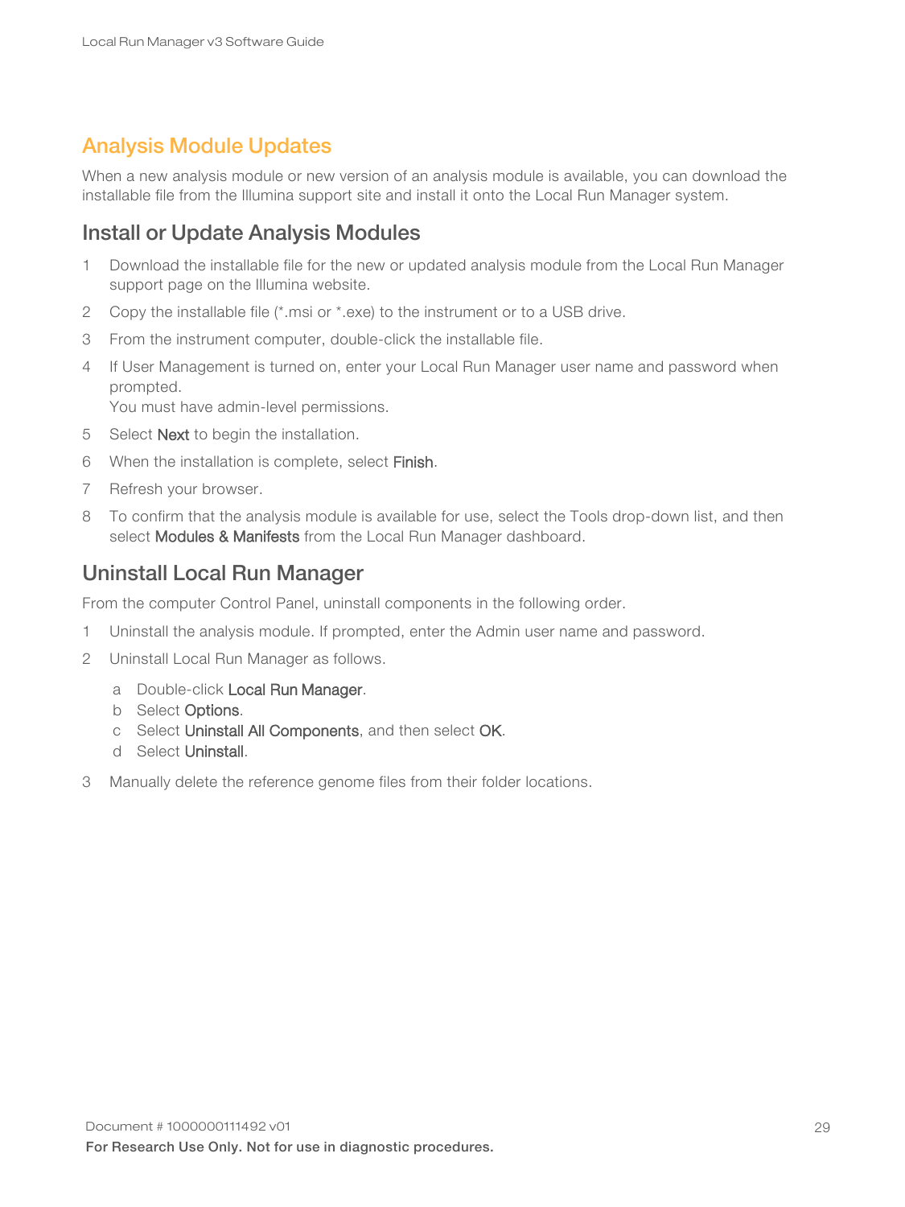## Analysis Module Updates

When a new analysis module or new version of an analysis module is available, you can download the installable file from the Illumina support site and install it onto the Local Run Manager system.

### Install or Update Analysis Modules

1. Download the installable file for the new or updated analysis module from the Local Run Manager support page on the Illumina website.
2. Copy the installable file (*.msi or *.exe) to the instrument or to a USB drive.
3. From the instrument computer, double-click the installable file.
4. If User Management is turned on, enter your Local Run Manager user name and password when prompted.
   You must have admin-level permissions.
5. Select **Next** to begin the installation.
6. When the installation is complete, select **Finish**.
7. Refresh your browser.
8. To confirm that the analysis module is available for use, select the Tools drop-down list, and then select **Modules & Manifests** from the Local Run Manager dashboard.

### Uninstall Local Run Manager

From the computer Control Panel, uninstall components in the following order.

1. Uninstall the analysis module. If prompted, enter the Admin user name and password.
2. Uninstall Local Run Manager as follows.
   a. Double-click **Local Run Manager**.
   b. Select **Options**.
   c. Select **Uninstall All Components**, and then select **OK**.
   d. Select **Uninstall**.
3. Manually delete the reference genome files from their folder locations.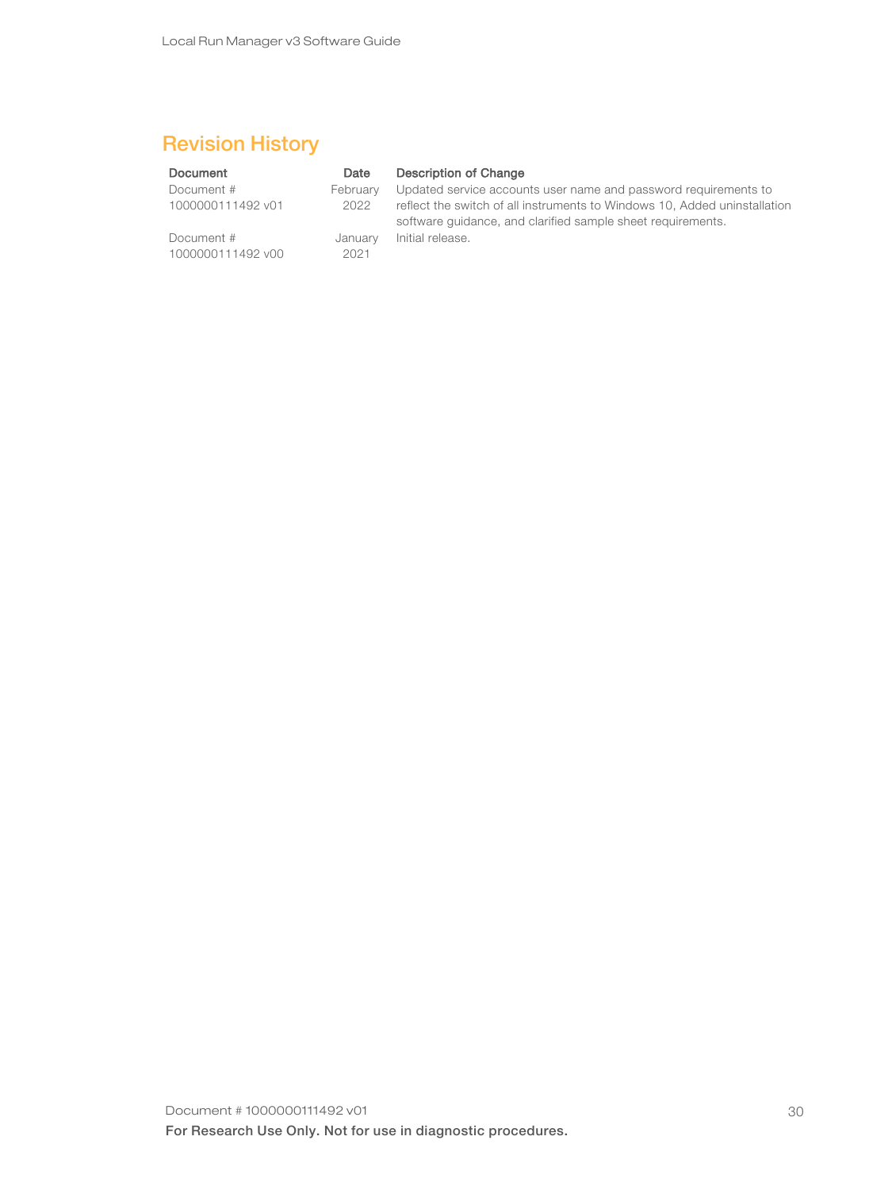# Revision History

| Document | Date | Description of Change |
| --- | --- | --- |
| Document # 1000000111492 v01 | February 2022 | Updated service accounts user name and password requirements to reflect the switch of all instruments to Windows 10, Added uninstallation software guidance, and clarified sample sheet requirements. |
| Document # 1000000111492 v00 | January 2021 | Initial release. |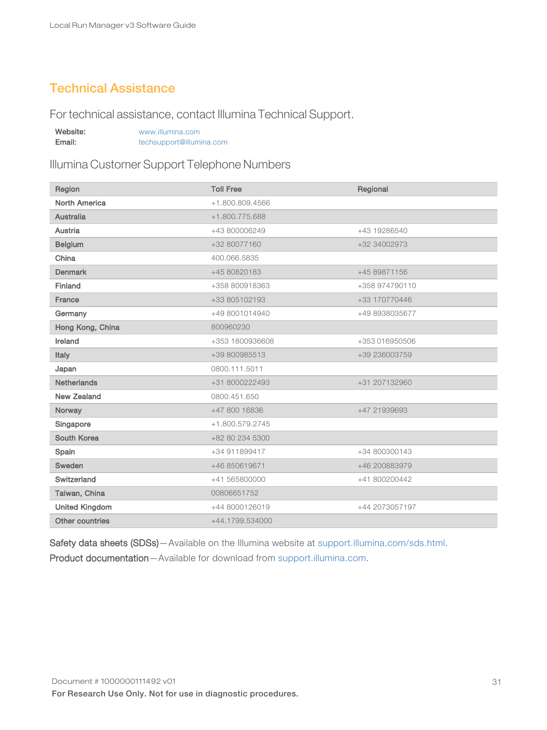# Technical Assistance

For technical assistance, contact Illumina Technical Support.

**Website:** www.illumina.com
**Email:** techsupport@illumina.com

## Illumina Customer Support Telephone Numbers

| Region | Toll Free | Regional |
|---|---|---|
| North America | +1.800.809.4566 | |
| Australia | +1.800.775.688 | |
| Austria | +43 800006249 | +43 19286540 |
| Belgium | +32 80077160 | +32 34002973 |
| China | 400.066.5835 | |
| Denmark | +45 80820183 | +45 89871156 |
| Finland | +358 800918363 | +358 974790110 |
| France | +33 805102193 | +33 170770446 |
| Germany | +49 8001014940 | +49 8938035677 |
| Hong Kong, China | 800960230 | |
| Ireland | +353 1800936608 | +353 016950506 |
| Italy | +39 800985513 | +39 236003759 |
| Japan | 0800.111.5011 | |
| Netherlands | +31 8000222493 | +31 207132960 |
| New Zealand | 0800.451.650 | |
| Norway | +47 800 16836 | +47 21939693 |
| Singapore | +1.800.579.2745 | |
| South Korea | +82 80 234 5300 | |
| Spain | +34 911899417 | +34 800300143 |
| Sweden | +46 850619671 | +46 200883979 |
| Switzerland | +41 565800000 | +41 800200442 |
| Taiwan, China | 00806651752 | |
| United Kingdom | +44 8000126019 | +44 2073057197 |
| Other countries | +44.1799.534000 | |

Safety data sheets (SDSs)—Available on the Illumina website at support.illumina.com/sds.html.

Product documentation—Available for download from support.illumina.com.

Document # 1000000111492 v01

**For Research Use Only. Not for use in diagnostic procedures.**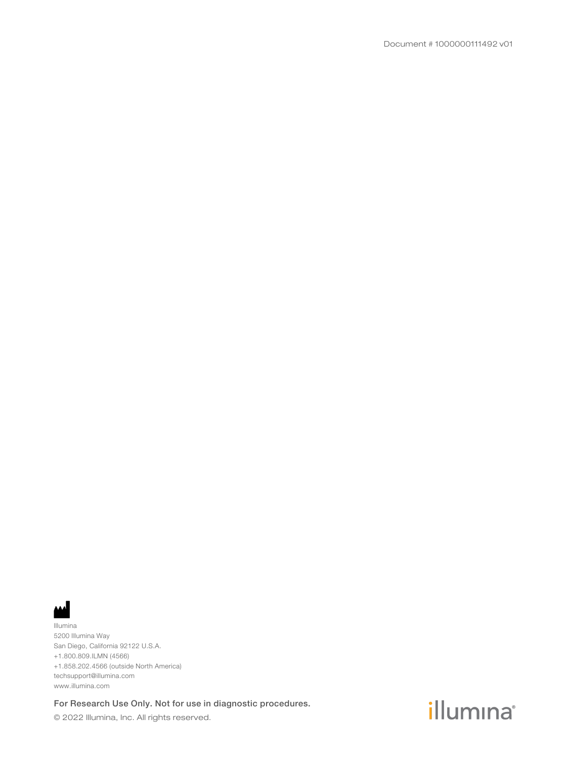Document # 1000000111492 v01

Illumina
5200 Illumina Way
San Diego, California 92122 U.S.A.
+1.800.809.ILMN (4566)
+1.858.202.4566 (outside North America)
techsupport@illumina.com
www.illumina.com

**For Research Use Only. Not for use in diagnostic procedures.**

© 2022 Illumina, Inc. All rights reserved.